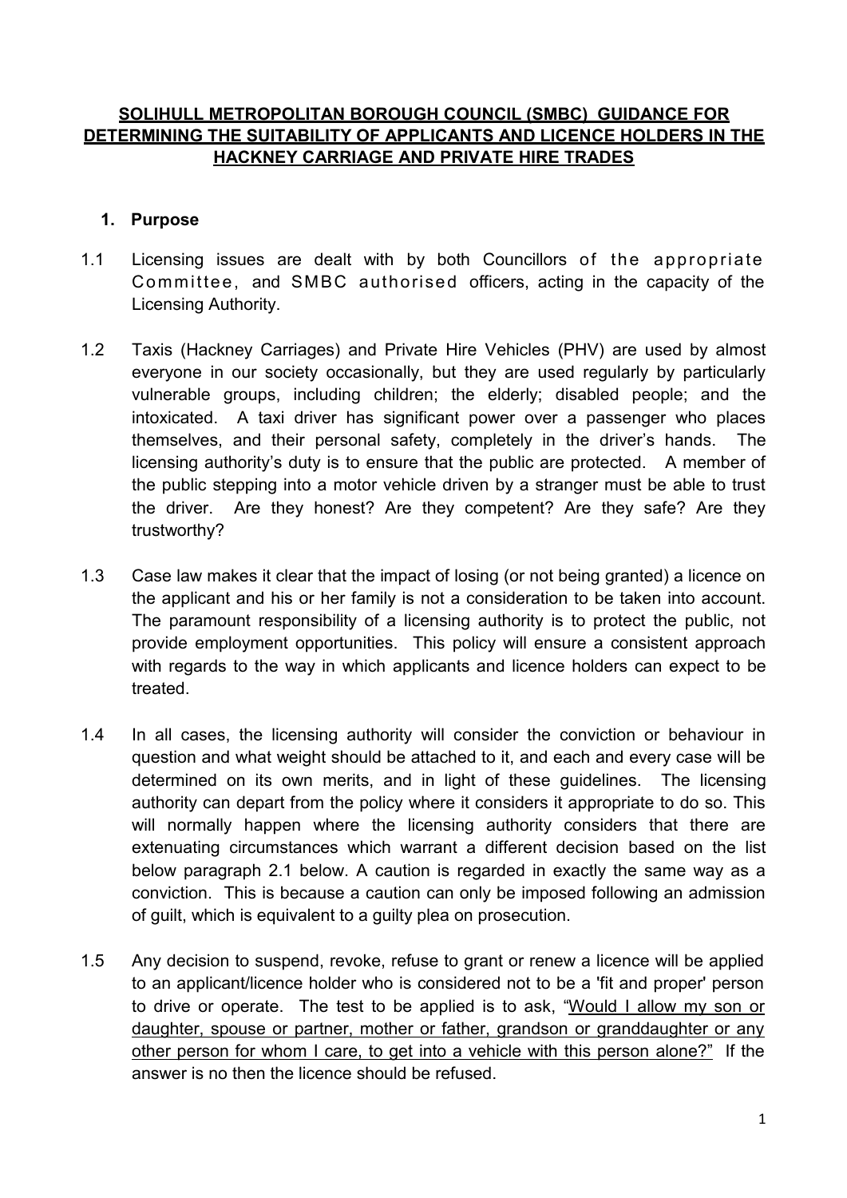# SOLIHULL METROPOLITAN BOROUGH COUNCIL (SMBC) GUIDANCE FOR DETERMINING THE SUITABILITY OF APPLICANTS AND LICENCE HOLDERS IN THE HACKNEY CARRIAGE AND PRIVATE HIRE TRADES

## 1. Purpose

1.1 Licensing issues are dealt with by both Councillors of the appropriate Committee, and SMBC authorised officers, acting in the capacity of the Licensing Authority.

1.2 Taxis (Hackney Carriages) and Private Hire Vehicles (PHV) are used by almost everyone in our society occasionally, but they are used regularly by particularly vulnerable groups, including children; the elderly; disabled people; and the intoxicated. A taxi driver has significant power over a passenger who places themselves, and their personal safety, completely in the driver's hands. The licensing authority's duty is to ensure that the public are protected. A member of the public stepping into a motor vehicle driven by a stranger must be able to trust the driver. Are they honest? Are they competent? Are they safe? Are they trustworthy?

1.3 Case law makes it clear that the impact of losing (or not being granted) a licence on the applicant and his or her family is not a consideration to be taken into account. The paramount responsibility of a licensing authority is to protect the public, not provide employment opportunities. This policy will ensure a consistent approach with regards to the way in which applicants and licence holders can expect to be treated.

1.4 In all cases, the licensing authority will consider the conviction or behaviour in question and what weight should be attached to it, and each and every case will be determined on its own merits, and in light of these guidelines. The licensing authority can depart from the policy where it considers it appropriate to do so. This will normally happen where the licensing authority considers that there are extenuating circumstances which warrant a different decision based on the list below paragraph 2.1 below. A caution is regarded in exactly the same way as a conviction. This is because a caution can only be imposed following an admission of guilt, which is equivalent to a guilty plea on prosecution.

1.5 Any decision to suspend, revoke, refuse to grant or renew a licence will be applied to an applicant/licence holder who is considered not to be a 'fit and proper' person to drive or operate. The test to be applied is to ask, "Would I allow my son or daughter, spouse or partner, mother or father, grandson or granddaughter or any other person for whom I care, to get into a vehicle with this person alone?" If the answer is no then the licence should be refused.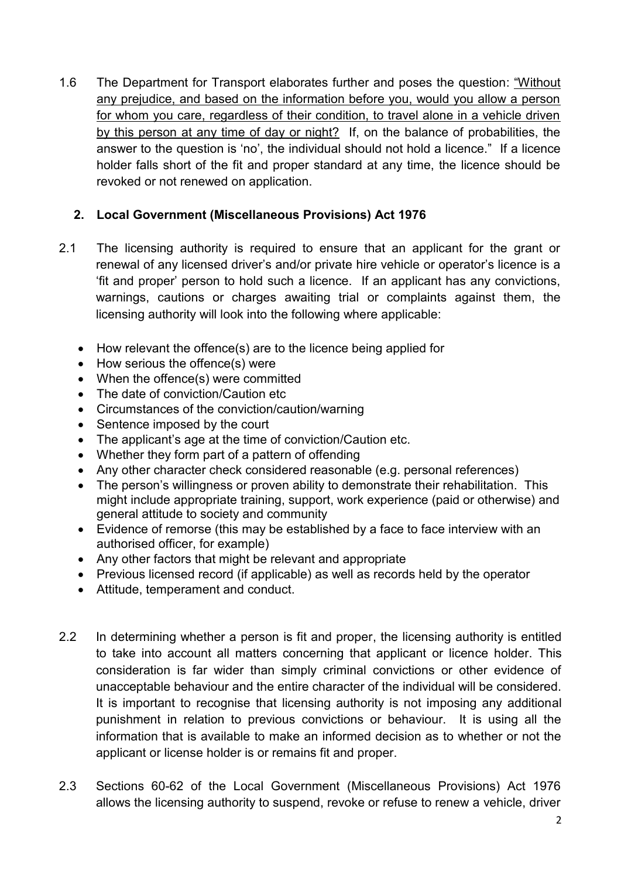1.6 The Department for Transport elaborates further and poses the question: "Without any prejudice, and based on the information before you, would you allow a person for whom you care, regardless of their condition, to travel alone in a vehicle driven by this person at any time of day or night? If, on the balance of probabilities, the answer to the question is 'no', the individual should not hold a licence." If a licence holder falls short of the fit and proper standard at any time, the licence should be revoked or not renewed on application.

## 2. Local Government (Miscellaneous Provisions) Act 1976

2.1 The licensing authority is required to ensure that an applicant for the grant or renewal of any licensed driver's and/or private hire vehicle or operator's licence is a 'fit and proper' person to hold such a licence. If an applicant has any convictions, warnings, cautions or charges awaiting trial or complaints against them, the licensing authority will look into the following where applicable:

- How relevant the offence(s) are to the licence being applied for
- How serious the offence(s) were
- When the offence(s) were committed
- The date of conviction/Caution etc
- Circumstances of the conviction/caution/warning
- Sentence imposed by the court
- The applicant's age at the time of conviction/Caution etc.
- Whether they form part of a pattern of offending
- Any other character check considered reasonable (e.g. personal references)
- The person's willingness or proven ability to demonstrate their rehabilitation. This might include appropriate training, support, work experience (paid or otherwise) and general attitude to society and community
- Evidence of remorse (this may be established by a face to face interview with an authorised officer, for example)
- Any other factors that might be relevant and appropriate
- Previous licensed record (if applicable) as well as records held by the operator
- Attitude, temperament and conduct.

2.2 In determining whether a person is fit and proper, the licensing authority is entitled to take into account all matters concerning that applicant or licence holder. This consideration is far wider than simply criminal convictions or other evidence of unacceptable behaviour and the entire character of the individual will be considered. It is important to recognise that licensing authority is not imposing any additional punishment in relation to previous convictions or behaviour. It is using all the information that is available to make an informed decision as to whether or not the applicant or license holder is or remains fit and proper.

2.3 Sections 60-62 of the Local Government (Miscellaneous Provisions) Act 1976 allows the licensing authority to suspend, revoke or refuse to renew a vehicle, driver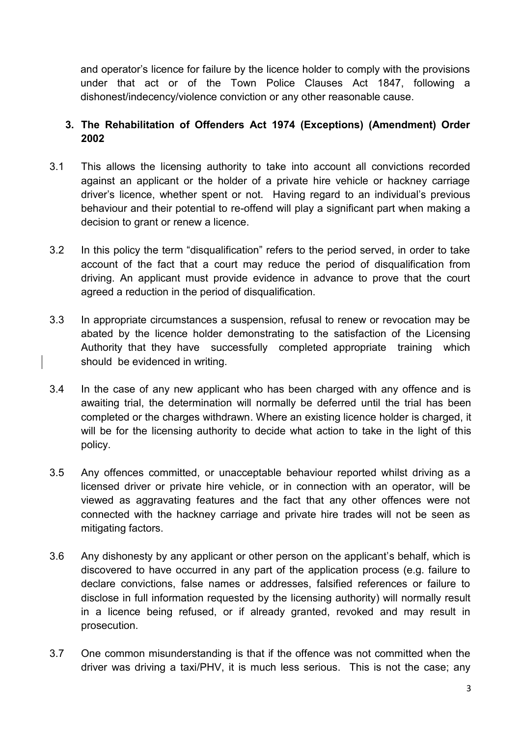and operator's licence for failure by the licence holder to comply with the provisions under that act or of the Town Police Clauses Act 1847, following a dishonest/indecency/violence conviction or any other reasonable cause.

## 3. The Rehabilitation of Offenders Act 1974 (Exceptions) (Amendment) Order 2002

3.1 This allows the licensing authority to take into account all convictions recorded against an applicant or the holder of a private hire vehicle or hackney carriage driver's licence, whether spent or not. Having regard to an individual's previous behaviour and their potential to re-offend will play a significant part when making a decision to grant or renew a licence.

3.2 In this policy the term "disqualification" refers to the period served, in order to take account of the fact that a court may reduce the period of disqualification from driving. An applicant must provide evidence in advance to prove that the court agreed a reduction in the period of disqualification.

3.3 In appropriate circumstances a suspension, refusal to renew or revocation may be abated by the licence holder demonstrating to the satisfaction of the Licensing Authority that they have successfully completed appropriate training which should be evidenced in writing.

3.4 In the case of any new applicant who has been charged with any offence and is awaiting trial, the determination will normally be deferred until the trial has been completed or the charges withdrawn. Where an existing licence holder is charged, it will be for the licensing authority to decide what action to take in the light of this policy.

3.5 Any offences committed, or unacceptable behaviour reported whilst driving as a licensed driver or private hire vehicle, or in connection with an operator, will be viewed as aggravating features and the fact that any other offences were not connected with the hackney carriage and private hire trades will not be seen as mitigating factors.

3.6 Any dishonesty by any applicant or other person on the applicant's behalf, which is discovered to have occurred in any part of the application process (e.g. failure to declare convictions, false names or addresses, falsified references or failure to disclose in full information requested by the licensing authority) will normally result in a licence being refused, or if already granted, revoked and may result in prosecution.

3.7 One common misunderstanding is that if the offence was not committed when the driver was driving a taxi/PHV, it is much less serious. This is not the case; any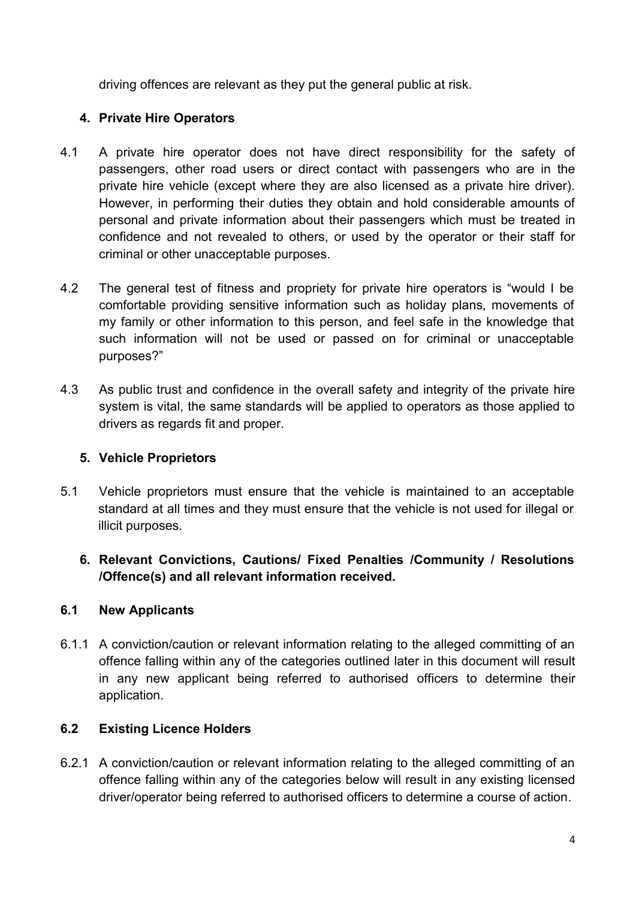driving offences are relevant as they put the general public at risk.

## 4. Private Hire Operators

4.1 A private hire operator does not have direct responsibility for the safety of passengers, other road users or direct contact with passengers who are in the private hire vehicle (except where they are also licensed as a private hire driver). However, in performing their duties they obtain and hold considerable amounts of personal and private information about their passengers which must be treated in confidence and not revealed to others, or used by the operator or their staff for criminal or other unacceptable purposes.

4.2 The general test of fitness and propriety for private hire operators is "would I be comfortable providing sensitive information such as holiday plans, movements of my family or other information to this person, and feel safe in the knowledge that such information will not be used or passed on for criminal or unacceptable purposes?"

4.3 As public trust and confidence in the overall safety and integrity of the private hire system is vital, the same standards will be applied to operators as those applied to drivers as regards fit and proper.

## 5. Vehicle Proprietors

5.1 Vehicle proprietors must ensure that the vehicle is maintained to an acceptable standard at all times and they must ensure that the vehicle is not used for illegal or illicit purposes.

## 6. Relevant Convictions, Cautions/ Fixed Penalties /Community / Resolutions /Offence(s) and all relevant information received.

### 6.1 New Applicants

6.1.1 A conviction/caution or relevant information relating to the alleged committing of an offence falling within any of the categories outlined later in this document will result in any new applicant being referred to authorised officers to determine their application.

### 6.2 Existing Licence Holders

6.2.1 A conviction/caution or relevant information relating to the alleged committing of an offence falling within any of the categories below will result in any existing licensed driver/operator being referred to authorised officers to determine a course of action.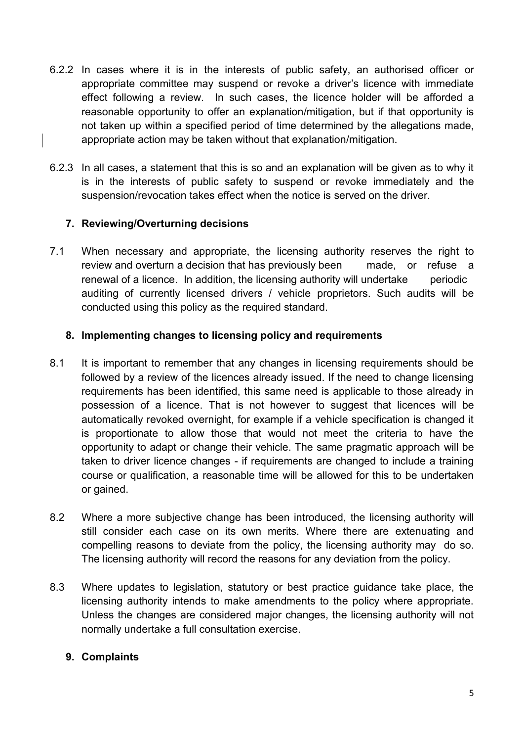6.2.2 In cases where it is in the interests of public safety, an authorised officer or appropriate committee may suspend or revoke a driver's licence with immediate effect following a review. In such cases, the licence holder will be afforded a reasonable opportunity to offer an explanation/mitigation, but if that opportunity is not taken up within a specified period of time determined by the allegations made, appropriate action may be taken without that explanation/mitigation.

6.2.3 In all cases, a statement that this is so and an explanation will be given as to why it is in the interests of public safety to suspend or revoke immediately and the suspension/revocation takes effect when the notice is served on the driver.

## 7. Reviewing/Overturning decisions

7.1 When necessary and appropriate, the licensing authority reserves the right to review and overturn a decision that has previously been made, or refuse a renewal of a licence. In addition, the licensing authority will undertake periodic auditing of currently licensed drivers / vehicle proprietors. Such audits will be conducted using this policy as the required standard.

## 8. Implementing changes to licensing policy and requirements

8.1 It is important to remember that any changes in licensing requirements should be followed by a review of the licences already issued. If the need to change licensing requirements has been identified, this same need is applicable to those already in possession of a licence. That is not however to suggest that licences will be automatically revoked overnight, for example if a vehicle specification is changed it is proportionate to allow those that would not meet the criteria to have the opportunity to adapt or change their vehicle. The same pragmatic approach will be taken to driver licence changes - if requirements are changed to include a training course or qualification, a reasonable time will be allowed for this to be undertaken or gained.

8.2 Where a more subjective change has been introduced, the licensing authority will still consider each case on its own merits. Where there are extenuating and compelling reasons to deviate from the policy, the licensing authority may do so. The licensing authority will record the reasons for any deviation from the policy.

8.3 Where updates to legislation, statutory or best practice guidance take place, the licensing authority intends to make amendments to the policy where appropriate. Unless the changes are considered major changes, the licensing authority will not normally undertake a full consultation exercise.

## 9. Complaints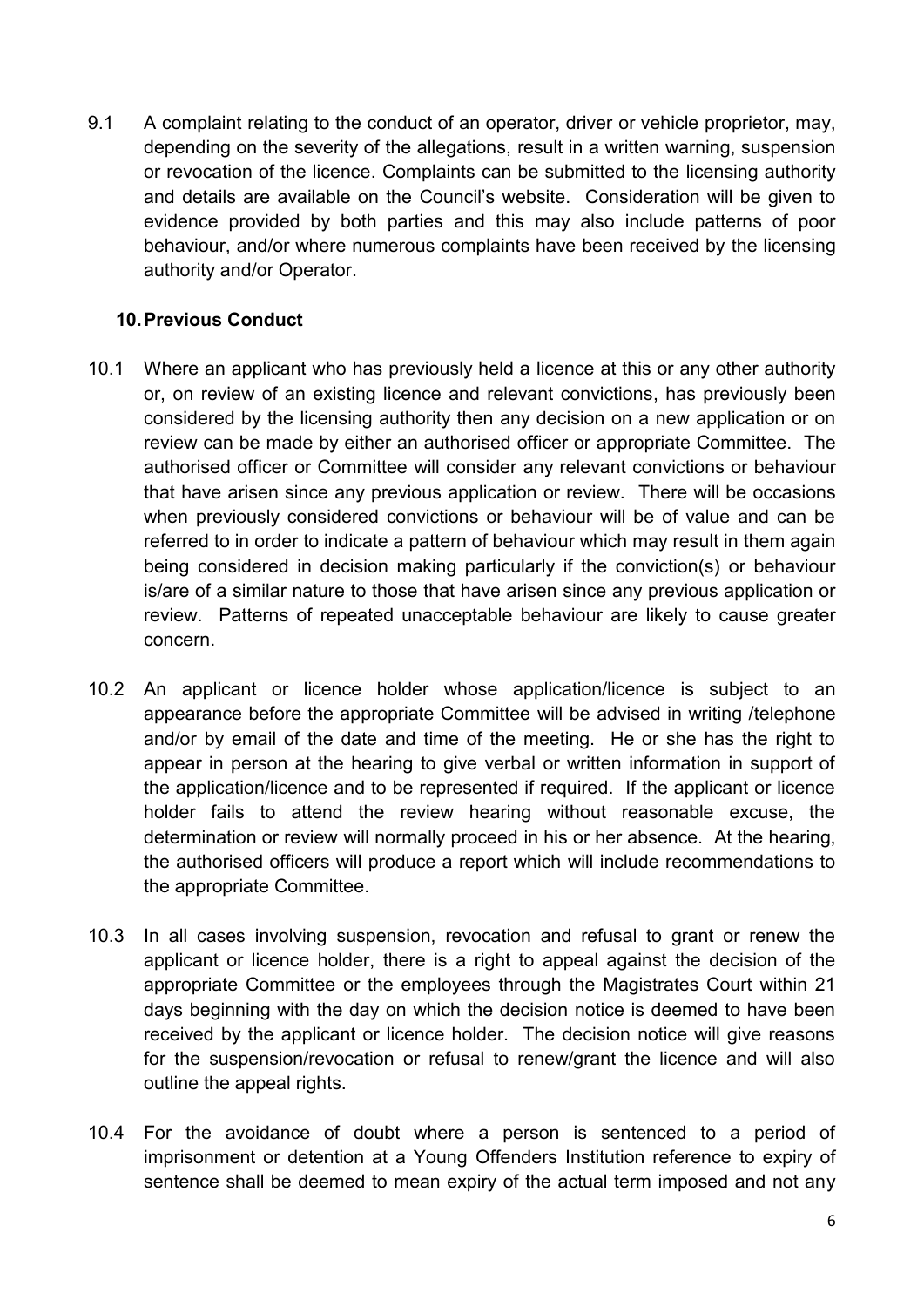9.1 A complaint relating to the conduct of an operator, driver or vehicle proprietor, may, depending on the severity of the allegations, result in a written warning, suspension or revocation of the licence. Complaints can be submitted to the licensing authority and details are available on the Council's website. Consideration will be given to evidence provided by both parties and this may also include patterns of poor behaviour, and/or where numerous complaints have been received by the licensing authority and/or Operator.

## 10. Previous Conduct

10.1 Where an applicant who has previously held a licence at this or any other authority or, on review of an existing licence and relevant convictions, has previously been considered by the licensing authority then any decision on a new application or on review can be made by either an authorised officer or appropriate Committee. The authorised officer or Committee will consider any relevant convictions or behaviour that have arisen since any previous application or review. There will be occasions when previously considered convictions or behaviour will be of value and can be referred to in order to indicate a pattern of behaviour which may result in them again being considered in decision making particularly if the conviction(s) or behaviour is/are of a similar nature to those that have arisen since any previous application or review. Patterns of repeated unacceptable behaviour are likely to cause greater concern.

10.2 An applicant or licence holder whose application/licence is subject to an appearance before the appropriate Committee will be advised in writing /telephone and/or by email of the date and time of the meeting. He or she has the right to appear in person at the hearing to give verbal or written information in support of the application/licence and to be represented if required. If the applicant or licence holder fails to attend the review hearing without reasonable excuse, the determination or review will normally proceed in his or her absence. At the hearing, the authorised officers will produce a report which will include recommendations to the appropriate Committee.

10.3 In all cases involving suspension, revocation and refusal to grant or renew the applicant or licence holder, there is a right to appeal against the decision of the appropriate Committee or the employees through the Magistrates Court within 21 days beginning with the day on which the decision notice is deemed to have been received by the applicant or licence holder. The decision notice will give reasons for the suspension/revocation or refusal to renew/grant the licence and will also outline the appeal rights.

10.4 For the avoidance of doubt where a person is sentenced to a period of imprisonment or detention at a Young Offenders Institution reference to expiry of sentence shall be deemed to mean expiry of the actual term imposed and not any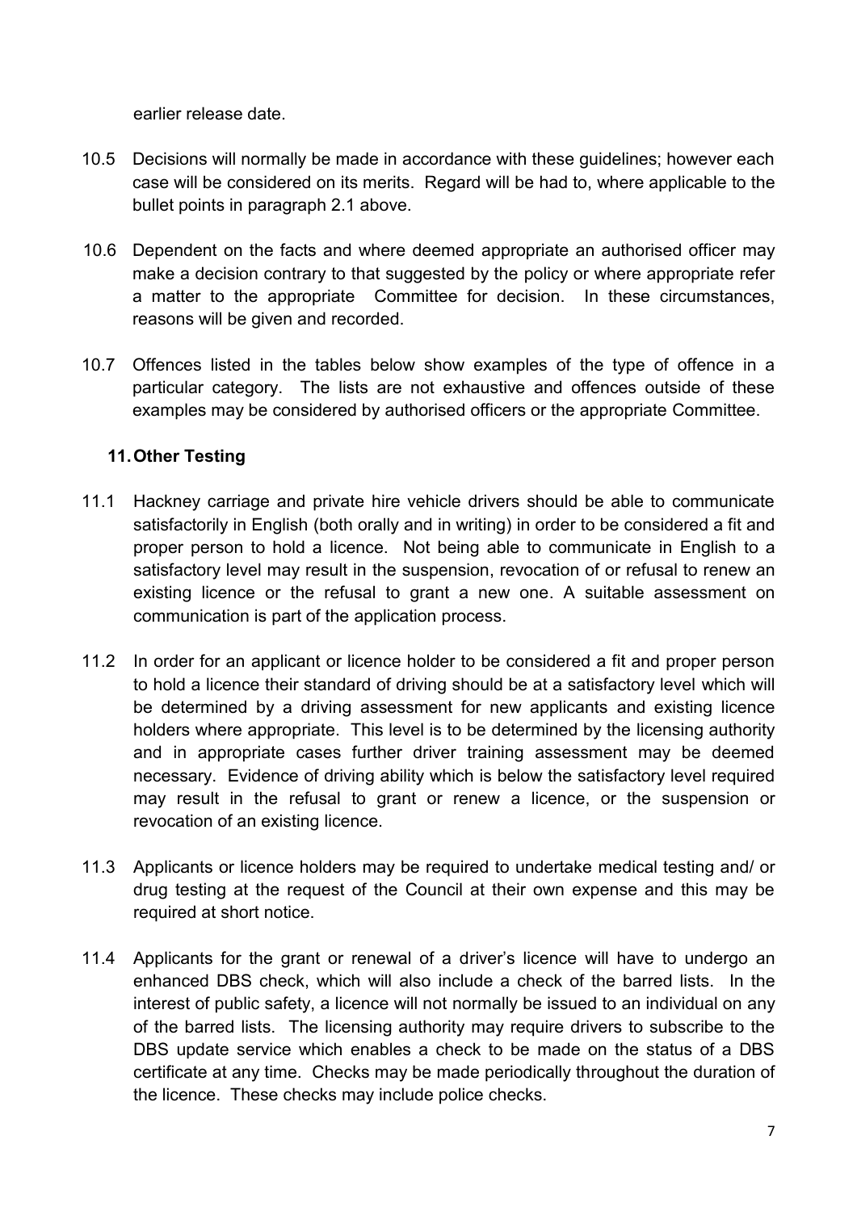earlier release date.

10.5 Decisions will normally be made in accordance with these guidelines; however each case will be considered on its merits. Regard will be had to, where applicable to the bullet points in paragraph 2.1 above.

10.6 Dependent on the facts and where deemed appropriate an authorised officer may make a decision contrary to that suggested by the policy or where appropriate refer a matter to the appropriate Committee for decision. In these circumstances, reasons will be given and recorded.

10.7 Offences listed in the tables below show examples of the type of offence in a particular category. The lists are not exhaustive and offences outside of these examples may be considered by authorised officers or the appropriate Committee.

## 11. Other Testing

11.1 Hackney carriage and private hire vehicle drivers should be able to communicate satisfactorily in English (both orally and in writing) in order to be considered a fit and proper person to hold a licence. Not being able to communicate in English to a satisfactory level may result in the suspension, revocation of or refusal to renew an existing licence or the refusal to grant a new one. A suitable assessment on communication is part of the application process.

11.2 In order for an applicant or licence holder to be considered a fit and proper person to hold a licence their standard of driving should be at a satisfactory level which will be determined by a driving assessment for new applicants and existing licence holders where appropriate. This level is to be determined by the licensing authority and in appropriate cases further driver training assessment may be deemed necessary. Evidence of driving ability which is below the satisfactory level required may result in the refusal to grant or renew a licence, or the suspension or revocation of an existing licence.

11.3 Applicants or licence holders may be required to undertake medical testing and/ or drug testing at the request of the Council at their own expense and this may be required at short notice.

11.4 Applicants for the grant or renewal of a driver's licence will have to undergo an enhanced DBS check, which will also include a check of the barred lists. In the interest of public safety, a licence will not normally be issued to an individual on any of the barred lists. The licensing authority may require drivers to subscribe to the DBS update service which enables a check to be made on the status of a DBS certificate at any time. Checks may be made periodically throughout the duration of the licence. These checks may include police checks.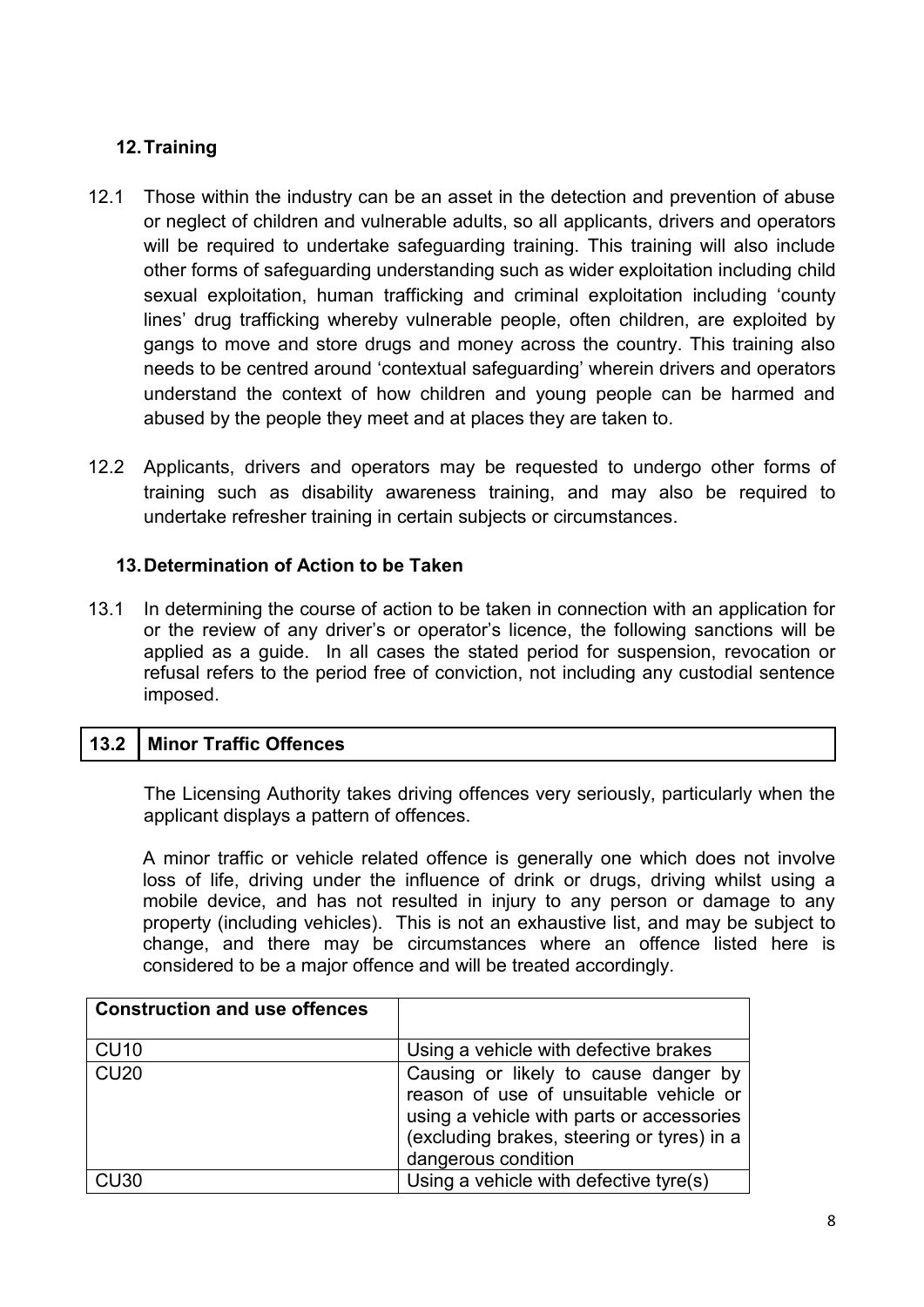## 12. Training

12.1 Those within the industry can be an asset in the detection and prevention of abuse or neglect of children and vulnerable adults, so all applicants, drivers and operators will be required to undertake safeguarding training. This training will also include other forms of safeguarding understanding such as wider exploitation including child sexual exploitation, human trafficking and criminal exploitation including 'county lines' drug trafficking whereby vulnerable people, often children, are exploited by gangs to move and store drugs and money across the country. This training also needs to be centred around 'contextual safeguarding' wherein drivers and operators understand the context of how children and young people can be harmed and abused by the people they meet and at places they are taken to.

12.2 Applicants, drivers and operators may be requested to undergo other forms of training such as disability awareness training, and may also be required to undertake refresher training in certain subjects or circumstances.

## 13. Determination of Action to be Taken

13.1 In determining the course of action to be taken in connection with an application for or the review of any driver's or operator's licence, the following sanctions will be applied as a guide. In all cases the stated period for suspension, revocation or refusal refers to the period free of conviction, not including any custodial sentence imposed.

### 13.2 Minor Traffic Offences

The Licensing Authority takes driving offences very seriously, particularly when the applicant displays a pattern of offences.

A minor traffic or vehicle related offence is generally one which does not involve loss of life, driving under the influence of drink or drugs, driving whilst using a mobile device, and has not resulted in injury to any person or damage to any property (including vehicles). This is not an exhaustive list, and may be subject to change, and there may be circumstances where an offence listed here is considered to be a major offence and will be treated accordingly.

| Construction and use offences | |
|---|---|
| CU10 | Using a vehicle with defective brakes |
| CU20 | Causing or likely to cause danger by reason of use of unsuitable vehicle or using a vehicle with parts or accessories (excluding brakes, steering or tyres) in a dangerous condition |
| CU30 | Using a vehicle with defective tyre(s) |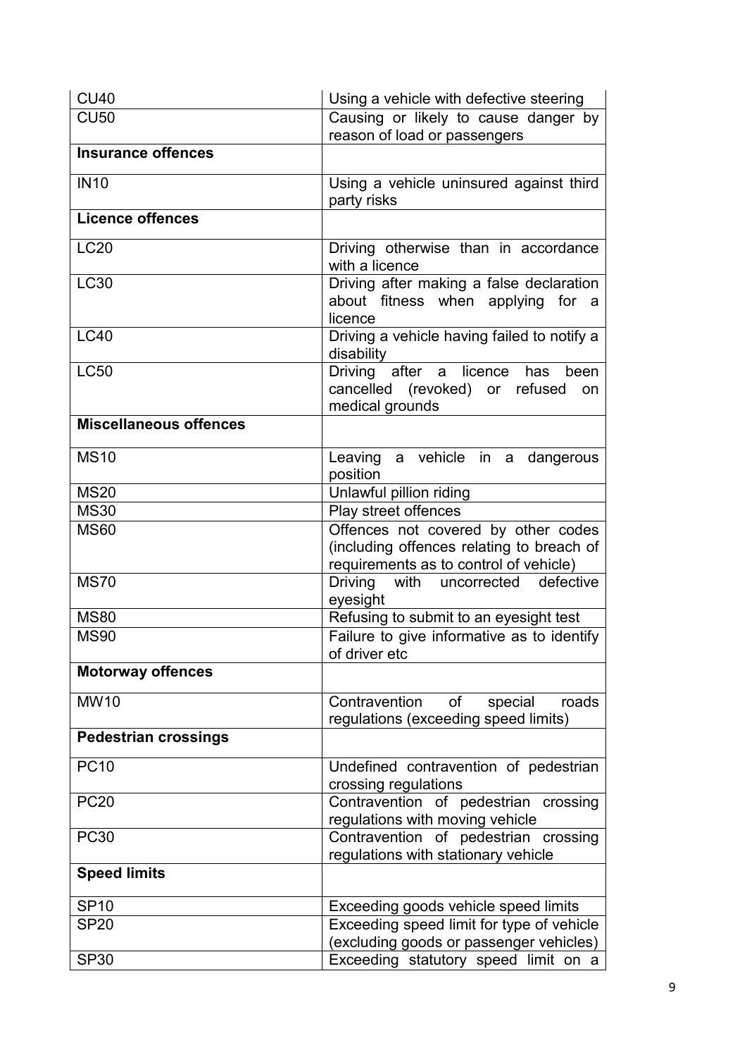| | |
|---|---|
| CU40 | Using a vehicle with defective steering |
| CU50 | Causing or likely to cause danger by reason of load or passengers |
| **Insurance offences** | |
| IN10 | Using a vehicle uninsured against third party risks |
| **Licence offences** | |
| LC20 | Driving otherwise than in accordance with a licence |
| LC30 | Driving after making a false declaration about fitness when applying for a licence |
| LC40 | Driving a vehicle having failed to notify a disability |
| LC50 | Driving after a licence has been cancelled (revoked) or refused on medical grounds |
| **Miscellaneous offences** | |
| MS10 | Leaving a vehicle in a dangerous position |
| MS20 | Unlawful pillion riding |
| MS30 | Play street offences |
| MS60 | Offences not covered by other codes (including offences relating to breach of requirements as to control of vehicle) |
| MS70 | Driving with uncorrected defective eyesight |
| MS80 | Refusing to submit to an eyesight test |
| MS90 | Failure to give informative as to identify of driver etc |
| **Motorway offences** | |
| MW10 | Contravention of special roads regulations (exceeding speed limits) |
| **Pedestrian crossings** | |
| PC10 | Undefined contravention of pedestrian crossing regulations |
| PC20 | Contravention of pedestrian crossing regulations with moving vehicle |
| PC30 | Contravention of pedestrian crossing regulations with stationary vehicle |
| **Speed limits** | |
| SP10 | Exceeding goods vehicle speed limits |
| SP20 | Exceeding speed limit for type of vehicle (excluding goods or passenger vehicles) |
| SP30 | Exceeding statutory speed limit on a |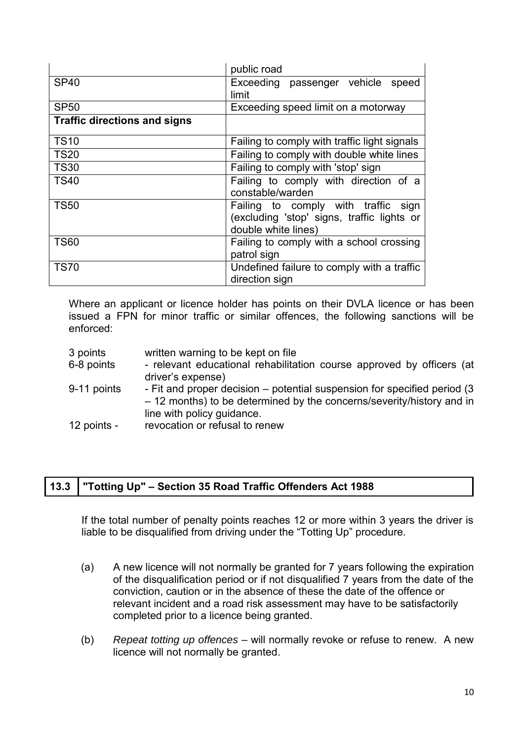| | |
|---|---|
| | public road |
| SP40 | Exceeding passenger vehicle speed limit |
| SP50 | Exceeding speed limit on a motorway |
| **Traffic directions and signs** | |
| TS10 | Failing to comply with traffic light signals |
| TS20 | Failing to comply with double white lines |
| TS30 | Failing to comply with 'stop' sign |
| TS40 | Failing to comply with direction of a constable/warden |
| TS50 | Failing to comply with traffic sign (excluding 'stop' signs, traffic lights or double white lines) |
| TS60 | Failing to comply with a school crossing patrol sign |
| TS70 | Undefined failure to comply with a traffic direction sign |

Where an applicant or licence holder has points on their DVLA licence or has been issued a FPN for minor traffic or similar offences, the following sanctions will be enforced:

| | |
|---|---|
| 3 points | written warning to be kept on file |
| 6-8 points | - relevant educational rehabilitation course approved by officers (at driver's expense) |
| 9-11 points | - Fit and proper decision – potential suspension for specified period (3 – 12 months) to be determined by the concerns/severity/history and in line with policy guidance. |
| 12 points - | revocation or refusal to renew |

## 13.3 "Totting Up" – Section 35 Road Traffic Offenders Act 1988

If the total number of penalty points reaches 12 or more within 3 years the driver is liable to be disqualified from driving under the "Totting Up" procedure.

(a) A new licence will not normally be granted for 7 years following the expiration of the disqualification period or if not disqualified 7 years from the date of the conviction, caution or in the absence of these the date of the offence or relevant incident and a road risk assessment may have to be satisfactorily completed prior to a licence being granted.

(b) *Repeat totting up offences* – will normally revoke or refuse to renew. A new licence will not normally be granted.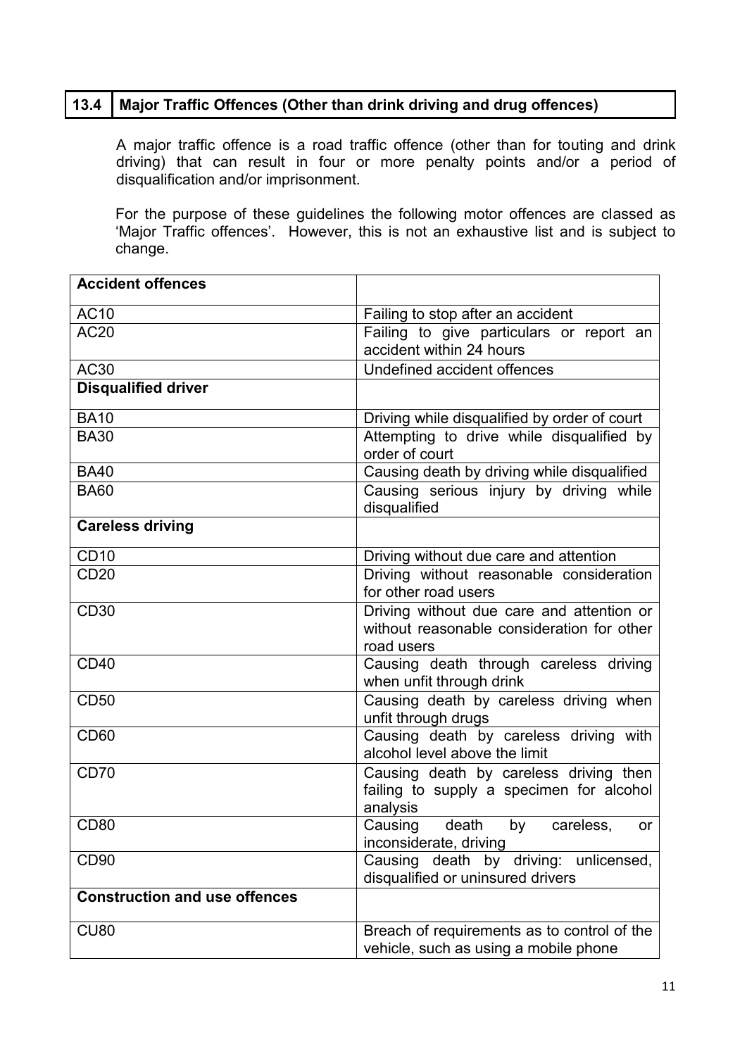## 13.4 Major Traffic Offences (Other than drink driving and drug offences)

A major traffic offence is a road traffic offence (other than for touting and drink driving) that can result in four or more penalty points and/or a period of disqualification and/or imprisonment.

For the purpose of these guidelines the following motor offences are classed as 'Major Traffic offences'. However, this is not an exhaustive list and is subject to change.

| **Accident offences** | |
|---|---|
| AC10 | Failing to stop after an accident |
| AC20 | Failing to give particulars or report an accident within 24 hours |
| AC30 | Undefined accident offences |
| **Disqualified driver** | |
| BA10 | Driving while disqualified by order of court |
| BA30 | Attempting to drive while disqualified by order of court |
| BA40 | Causing death by driving while disqualified |
| BA60 | Causing serious injury by driving while disqualified |
| **Careless driving** | |
| CD10 | Driving without due care and attention |
| CD20 | Driving without reasonable consideration for other road users |
| CD30 | Driving without due care and attention or without reasonable consideration for other road users |
| CD40 | Causing death through careless driving when unfit through drink |
| CD50 | Causing death by careless driving when unfit through drugs |
| CD60 | Causing death by careless driving with alcohol level above the limit |
| CD70 | Causing death by careless driving then failing to supply a specimen for alcohol analysis |
| CD80 | Causing death by careless, or inconsiderate, driving |
| CD90 | Causing death by driving: unlicensed, disqualified or uninsured drivers |
| **Construction and use offences** | |
| CU80 | Breach of requirements as to control of the vehicle, such as using a mobile phone |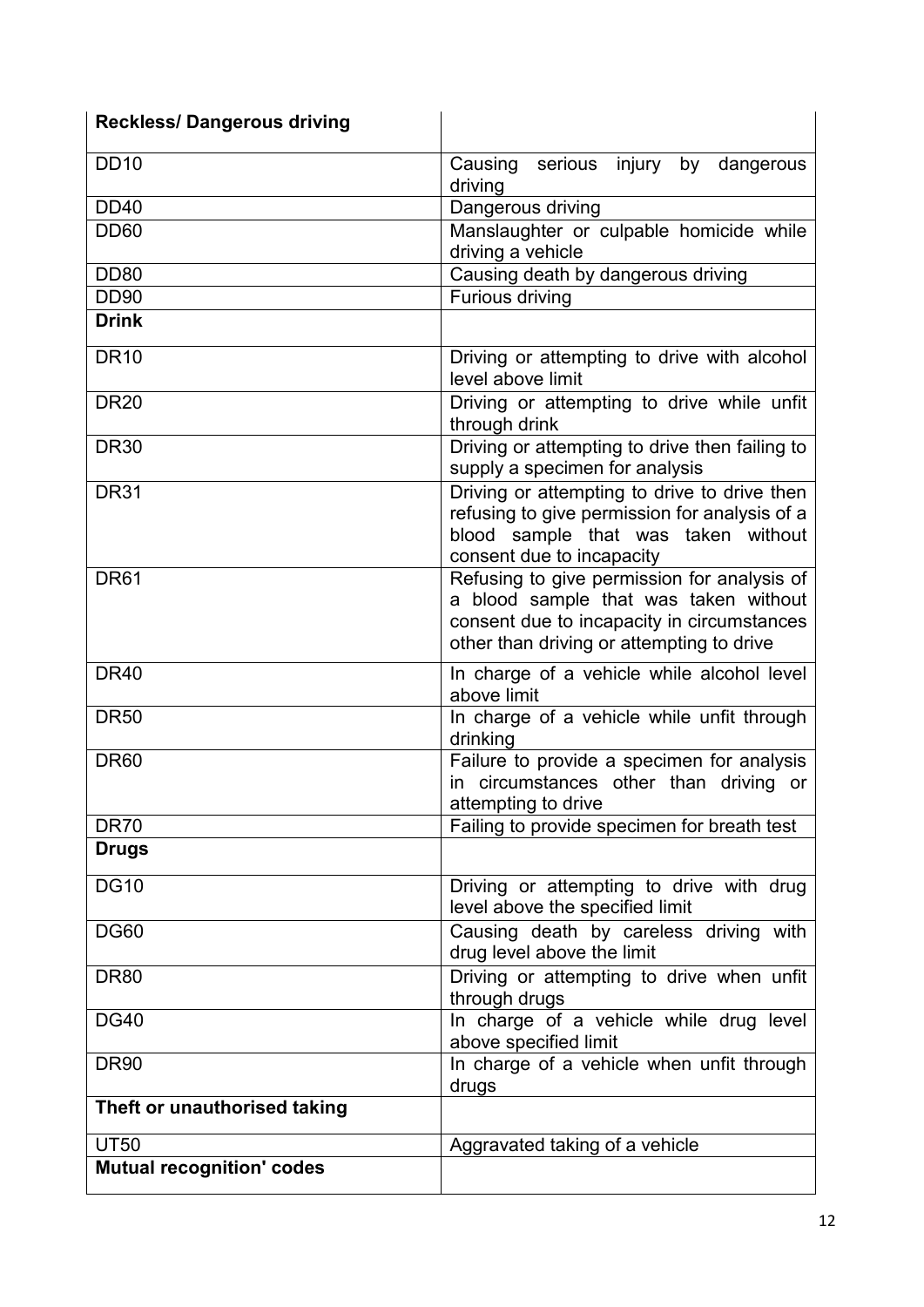| **Reckless/ Dangerous driving** | |
|---|---|
| DD10 | Causing serious injury by dangerous driving |
| DD40 | Dangerous driving |
| DD60 | Manslaughter or culpable homicide while driving a vehicle |
| DD80 | Causing death by dangerous driving |
| DD90 | Furious driving |
| **Drink** | |
| DR10 | Driving or attempting to drive with alcohol level above limit |
| DR20 | Driving or attempting to drive while unfit through drink |
| DR30 | Driving or attempting to drive then failing to supply a specimen for analysis |
| DR31 | Driving or attempting to drive then refusing to give permission for analysis of a blood sample that was taken without consent due to incapacity |
| DR61 | Refusing to give permission for analysis of a blood sample that was taken without consent due to incapacity in circumstances other than driving or attempting to drive |
| DR40 | In charge of a vehicle while alcohol level above limit |
| DR50 | In charge of a vehicle while unfit through drinking |
| DR60 | Failure to provide a specimen for analysis in circumstances other than driving or attempting to drive |
| DR70 | Failing to provide specimen for breath test |
| **Drugs** | |
| DG10 | Driving or attempting to drive with drug level above the specified limit |
| DG60 | Causing death by careless driving with drug level above the limit |
| DR80 | Driving or attempting to drive when unfit through drugs |
| DG40 | In charge of a vehicle while drug level above specified limit |
| DR90 | In charge of a vehicle when unfit through drugs |
| **Theft or unauthorised taking** | |
| UT50 | Aggravated taking of a vehicle |
| **Mutual recognition' codes** | |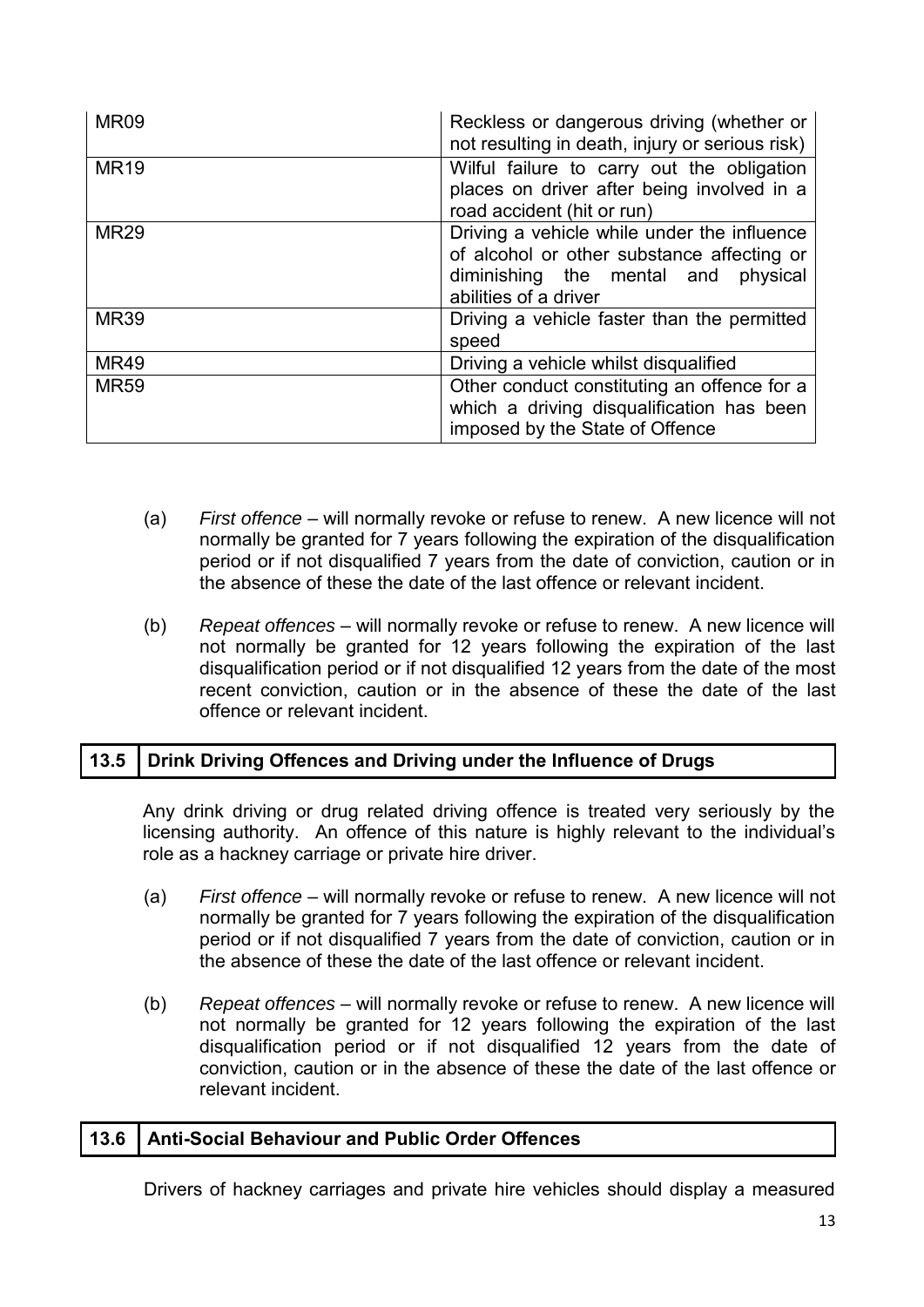| MR09 | Reckless or dangerous driving (whether or not resulting in death, injury or serious risk) |
|---|---|
| MR19 | Wilful failure to carry out the obligation places on driver after being involved in a road accident (hit or run) |
| MR29 | Driving a vehicle while under the influence of alcohol or other substance affecting or diminishing the mental and physical abilities of a driver |
| MR39 | Driving a vehicle faster than the permitted speed |
| MR49 | Driving a vehicle whilst disqualified |
| MR59 | Other conduct constituting an offence for a which a driving disqualification has been imposed by the State of Offence |

(a) *First offence* – will normally revoke or refuse to renew. A new licence will not normally be granted for 7 years following the expiration of the disqualification period or if not disqualified 7 years from the date of conviction, caution or in the absence of these the date of the last offence or relevant incident.

(b) *Repeat offences* – will normally revoke or refuse to renew. A new licence will not normally be granted for 12 years following the expiration of the last disqualification period or if not disqualified 12 years from the date of the most recent conviction, caution or in the absence of these the date of the last offence or relevant incident.

## 13.5 Drink Driving Offences and Driving under the Influence of Drugs

Any drink driving or drug related driving offence is treated very seriously by the licensing authority. An offence of this nature is highly relevant to the individual's role as a hackney carriage or private hire driver.

(a) *First offence* – will normally revoke or refuse to renew. A new licence will not normally be granted for 7 years following the expiration of the disqualification period or if not disqualified 7 years from the date of conviction, caution or in the absence of these the date of the last offence or relevant incident.

(b) *Repeat offences* – will normally revoke or refuse to renew. A new licence will not normally be granted for 12 years following the expiration of the last disqualification period or if not disqualified 12 years from the date of conviction, caution or in the absence of these the date of the last offence or relevant incident.

## 13.6 Anti-Social Behaviour and Public Order Offences

Drivers of hackney carriages and private hire vehicles should display a measured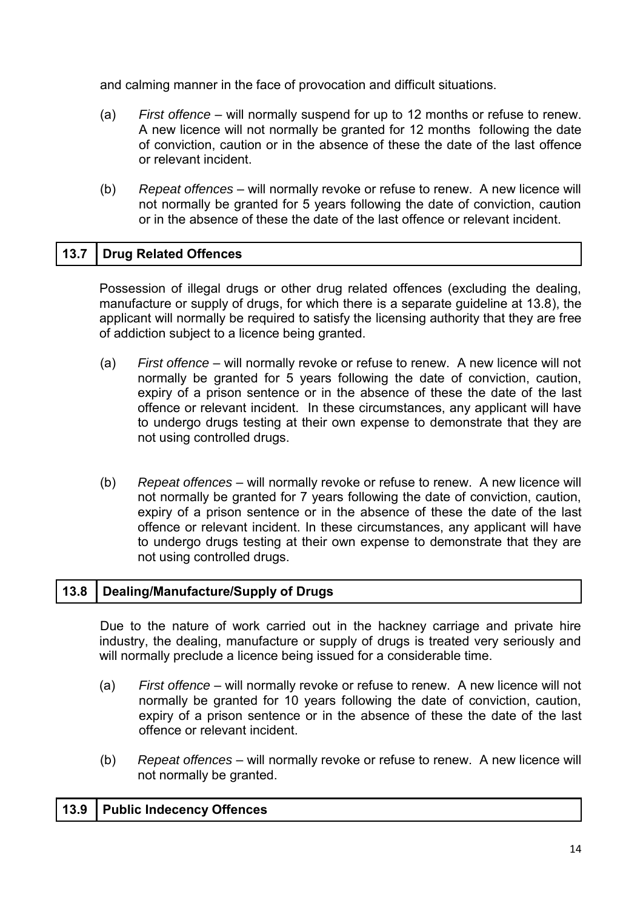and calming manner in the face of provocation and difficult situations.

(a) *First offence* – will normally suspend for up to 12 months or refuse to renew. A new licence will not normally be granted for 12 months following the date of conviction, caution or in the absence of these the date of the last offence or relevant incident.

(b) *Repeat offences* – will normally revoke or refuse to renew. A new licence will not normally be granted for 5 years following the date of conviction, caution or in the absence of these the date of the last offence or relevant incident.

## 13.7 Drug Related Offences

Possession of illegal drugs or other drug related offences (excluding the dealing, manufacture or supply of drugs, for which there is a separate guideline at 13.8), the applicant will normally be required to satisfy the licensing authority that they are free of addiction subject to a licence being granted.

(a) *First offence* – will normally revoke or refuse to renew. A new licence will not normally be granted for 5 years following the date of conviction, caution, expiry of a prison sentence or in the absence of these the date of the last offence or relevant incident. In these circumstances, any applicant will have to undergo drugs testing at their own expense to demonstrate that they are not using controlled drugs.

(b) *Repeat offences* – will normally revoke or refuse to renew. A new licence will not normally be granted for 7 years following the date of conviction, caution, expiry of a prison sentence or in the absence of these the date of the last offence or relevant incident. In these circumstances, any applicant will have to undergo drugs testing at their own expense to demonstrate that they are not using controlled drugs.

## 13.8 Dealing/Manufacture/Supply of Drugs

Due to the nature of work carried out in the hackney carriage and private hire industry, the dealing, manufacture or supply of drugs is treated very seriously and will normally preclude a licence being issued for a considerable time.

(a) *First offence* – will normally revoke or refuse to renew. A new licence will not normally be granted for 10 years following the date of conviction, caution, expiry of a prison sentence or in the absence of these the date of the last offence or relevant incident.

(b) *Repeat offences* – will normally revoke or refuse to renew. A new licence will not normally be granted.

## 13.9 Public Indecency Offences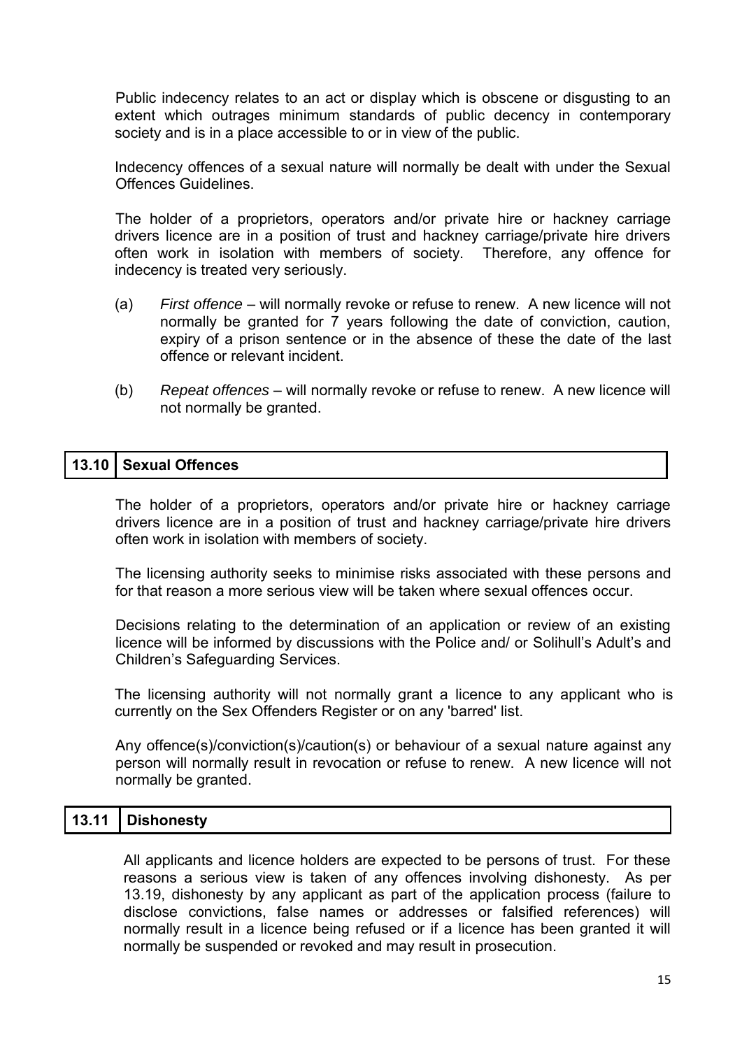Public indecency relates to an act or display which is obscene or disgusting to an extent which outrages minimum standards of public decency in contemporary society and is in a place accessible to or in view of the public.

Indecency offences of a sexual nature will normally be dealt with under the Sexual Offences Guidelines.

The holder of a proprietors, operators and/or private hire or hackney carriage drivers licence are in a position of trust and hackney carriage/private hire drivers often work in isolation with members of society. Therefore, any offence for indecency is treated very seriously.

(a) *First offence* – will normally revoke or refuse to renew. A new licence will not normally be granted for 7 years following the date of conviction, caution, expiry of a prison sentence or in the absence of these the date of the last offence or relevant incident.

(b) *Repeat offences* – will normally revoke or refuse to renew. A new licence will not normally be granted.

## 13.10 Sexual Offences

The holder of a proprietors, operators and/or private hire or hackney carriage drivers licence are in a position of trust and hackney carriage/private hire drivers often work in isolation with members of society.

The licensing authority seeks to minimise risks associated with these persons and for that reason a more serious view will be taken where sexual offences occur.

Decisions relating to the determination of an application or review of an existing licence will be informed by discussions with the Police and/ or Solihull's Adult's and Children's Safeguarding Services.

The licensing authority will not normally grant a licence to any applicant who is currently on the Sex Offenders Register or on any 'barred' list.

Any offence(s)/conviction(s)/caution(s) or behaviour of a sexual nature against any person will normally result in revocation or refuse to renew. A new licence will not normally be granted.

## 13.11 Dishonesty

All applicants and licence holders are expected to be persons of trust. For these reasons a serious view is taken of any offences involving dishonesty. As per 13.19, dishonesty by any applicant as part of the application process (failure to disclose convictions, false names or addresses or falsified references) will normally result in a licence being refused or if a licence has been granted it will normally be suspended or revoked and may result in prosecution.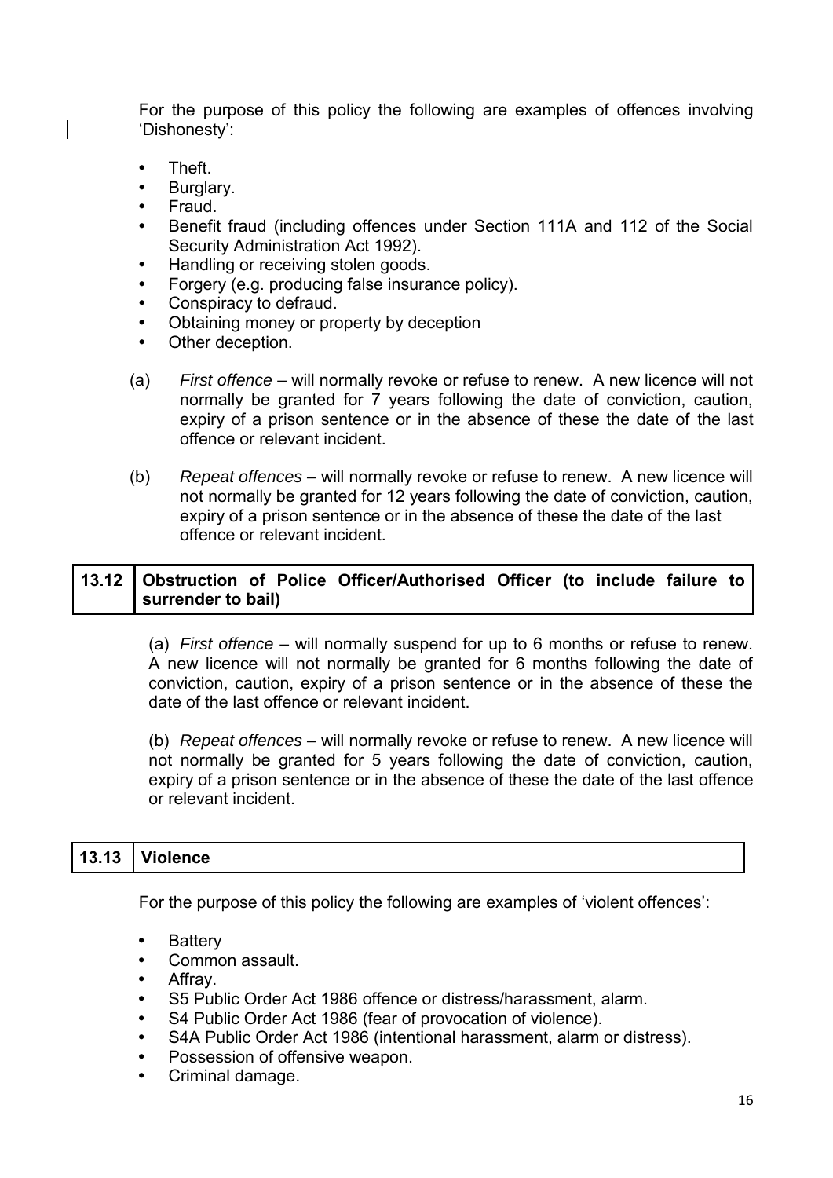For the purpose of this policy the following are examples of offences involving 'Dishonesty':

- Theft.
- Burglary.
- Fraud.
- Benefit fraud (including offences under Section 111A and 112 of the Social Security Administration Act 1992).
- Handling or receiving stolen goods.
- Forgery (e.g. producing false insurance policy).
- Conspiracy to defraud.
- Obtaining money or property by deception
- Other deception.

(a) *First offence* – will normally revoke or refuse to renew. A new licence will not normally be granted for 7 years following the date of conviction, caution, expiry of a prison sentence or in the absence of these the date of the last offence or relevant incident.

(b) *Repeat offences* – will normally revoke or refuse to renew. A new licence will not normally be granted for 12 years following the date of conviction, caution, expiry of a prison sentence or in the absence of these the date of the last offence or relevant incident.

### 13.12 Obstruction of Police Officer/Authorised Officer (to include failure to surrender to bail)

(a) *First offence* – will normally suspend for up to 6 months or refuse to renew. A new licence will not normally be granted for 6 months following the date of conviction, caution, expiry of a prison sentence or in the absence of these the date of the last offence or relevant incident.

(b) *Repeat offences* – will normally revoke or refuse to renew. A new licence will not normally be granted for 5 years following the date of conviction, caution, expiry of a prison sentence or in the absence of these the date of the last offence or relevant incident.

### 13.13 Violence

For the purpose of this policy the following are examples of 'violent offences':

- Battery
- Common assault.
- Affray.
- S5 Public Order Act 1986 offence or distress/harassment, alarm.
- S4 Public Order Act 1986 (fear of provocation of violence).
- S4A Public Order Act 1986 (intentional harassment, alarm or distress).
- Possession of offensive weapon.
- Criminal damage.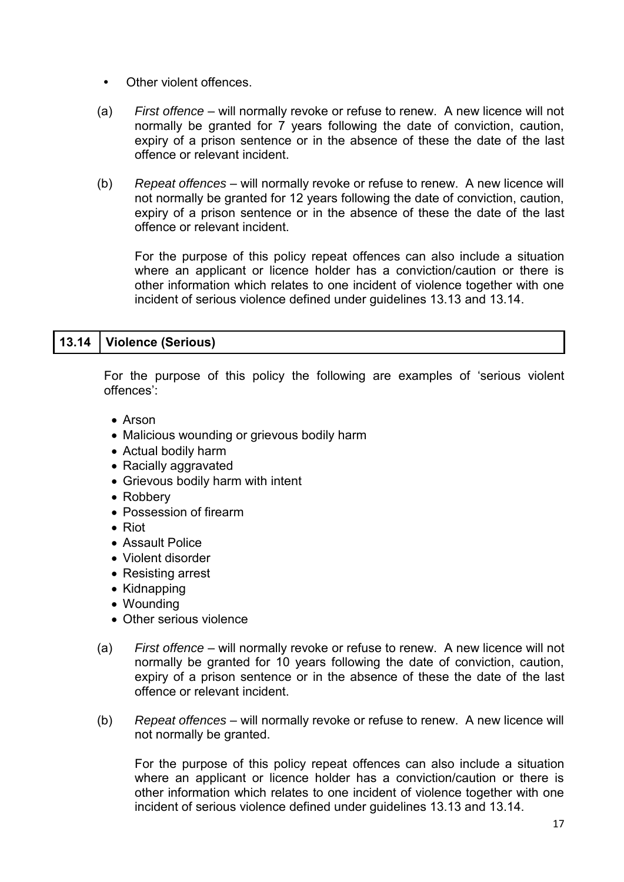- Other violent offences.

(a) *First offence* – will normally revoke or refuse to renew. A new licence will not normally be granted for 7 years following the date of conviction, caution, expiry of a prison sentence or in the absence of these the date of the last offence or relevant incident.

(b) *Repeat offences* – will normally revoke or refuse to renew. A new licence will not normally be granted for 12 years following the date of conviction, caution, expiry of a prison sentence or in the absence of these the date of the last offence or relevant incident.

For the purpose of this policy repeat offences can also include a situation where an applicant or licence holder has a conviction/caution or there is other information which relates to one incident of violence together with one incident of serious violence defined under guidelines 13.13 and 13.14.

## 13.14 Violence (Serious)

For the purpose of this policy the following are examples of 'serious violent offences':

- Arson
- Malicious wounding or grievous bodily harm
- Actual bodily harm
- Racially aggravated
- Grievous bodily harm with intent
- Robbery
- Possession of firearm
- Riot
- Assault Police
- Violent disorder
- Resisting arrest
- Kidnapping
- Wounding
- Other serious violence

(a) *First offence* – will normally revoke or refuse to renew. A new licence will not normally be granted for 10 years following the date of conviction, caution, expiry of a prison sentence or in the absence of these the date of the last offence or relevant incident.

(b) *Repeat offences* – will normally revoke or refuse to renew. A new licence will not normally be granted.

For the purpose of this policy repeat offences can also include a situation where an applicant or licence holder has a conviction/caution or there is other information which relates to one incident of violence together with one incident of serious violence defined under guidelines 13.13 and 13.14.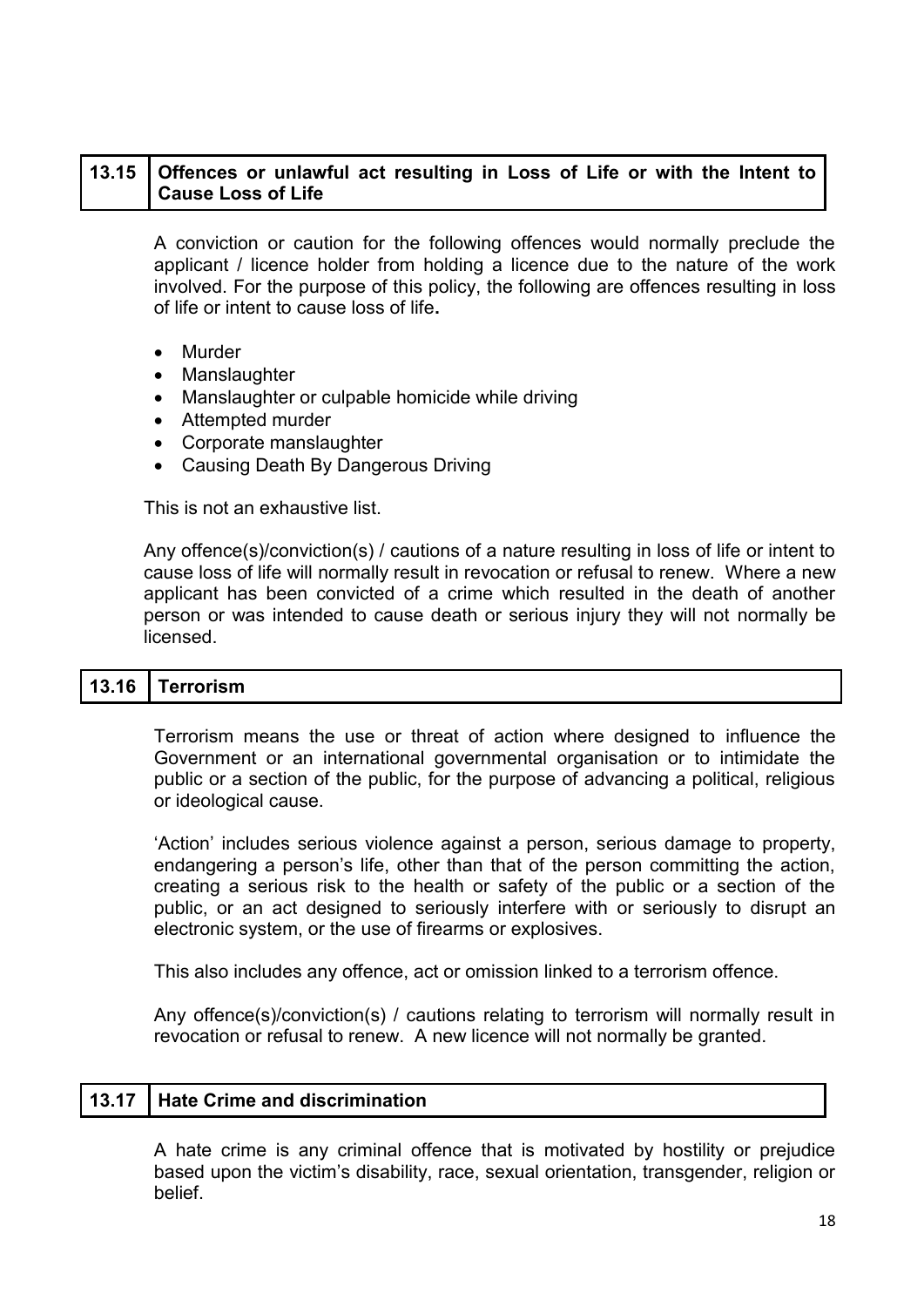## 13.15 Offences or unlawful act resulting in Loss of Life or with the Intent to Cause Loss of Life

A conviction or caution for the following offences would normally preclude the applicant / licence holder from holding a licence due to the nature of the work involved. For the purpose of this policy, the following are offences resulting in loss of life or intent to cause loss of life**.**

- Murder
- Manslaughter
- Manslaughter or culpable homicide while driving
- Attempted murder
- Corporate manslaughter
- Causing Death By Dangerous Driving

This is not an exhaustive list.

Any offence(s)/conviction(s) / cautions of a nature resulting in loss of life or intent to cause loss of life will normally result in revocation or refusal to renew. Where a new applicant has been convicted of a crime which resulted in the death of another person or was intended to cause death or serious injury they will not normally be licensed.

## 13.16 Terrorism

Terrorism means the use or threat of action where designed to influence the Government or an international governmental organisation or to intimidate the public or a section of the public, for the purpose of advancing a political, religious or ideological cause.

'Action' includes serious violence against a person, serious damage to property, endangering a person's life, other than that of the person committing the action, creating a serious risk to the health or safety of the public or a section of the public, or an act designed to seriously interfere with or seriously to disrupt an electronic system, or the use of firearms or explosives.

This also includes any offence, act or omission linked to a terrorism offence.

Any offence(s)/conviction(s) / cautions relating to terrorism will normally result in revocation or refusal to renew. A new licence will not normally be granted.

## 13.17 Hate Crime and discrimination

A hate crime is any criminal offence that is motivated by hostility or prejudice based upon the victim's disability, race, sexual orientation, transgender, religion or belief.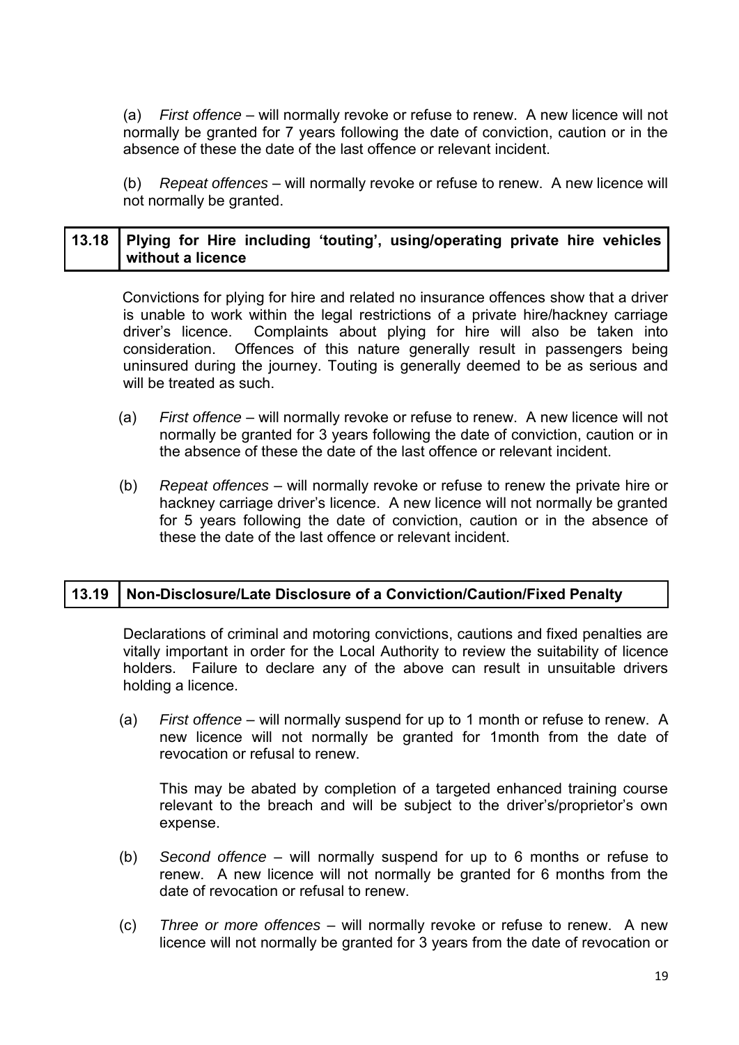(a) *First offence* – will normally revoke or refuse to renew. A new licence will not normally be granted for 7 years following the date of conviction, caution or in the absence of these the date of the last offence or relevant incident.

(b) *Repeat offences* – will normally revoke or refuse to renew. A new licence will not normally be granted.

## 13.18 Plying for Hire including 'touting', using/operating private hire vehicles without a licence

Convictions for plying for hire and related no insurance offences show that a driver is unable to work within the legal restrictions of a private hire/hackney carriage driver's licence. Complaints about plying for hire will also be taken into consideration. Offences of this nature generally result in passengers being uninsured during the journey. Touting is generally deemed to be as serious and will be treated as such.

(a) *First offence* – will normally revoke or refuse to renew. A new licence will not normally be granted for 3 years following the date of conviction, caution or in the absence of these the date of the last offence or relevant incident.

(b) *Repeat offences* – will normally revoke or refuse to renew the private hire or hackney carriage driver's licence. A new licence will not normally be granted for 5 years following the date of conviction, caution or in the absence of these the date of the last offence or relevant incident.

## 13.19 Non-Disclosure/Late Disclosure of a Conviction/Caution/Fixed Penalty

Declarations of criminal and motoring convictions, cautions and fixed penalties are vitally important in order for the Local Authority to review the suitability of licence holders. Failure to declare any of the above can result in unsuitable drivers holding a licence.

(a) *First offence* – will normally suspend for up to 1 month or refuse to renew. A new licence will not normally be granted for 1month from the date of revocation or refusal to renew.

This may be abated by completion of a targeted enhanced training course relevant to the breach and will be subject to the driver's/proprietor's own expense.

(b) *Second offence* – will normally suspend for up to 6 months or refuse to renew. A new licence will not normally be granted for 6 months from the date of revocation or refusal to renew.

(c) *Three or more offences* – will normally revoke or refuse to renew. A new licence will not normally be granted for 3 years from the date of revocation or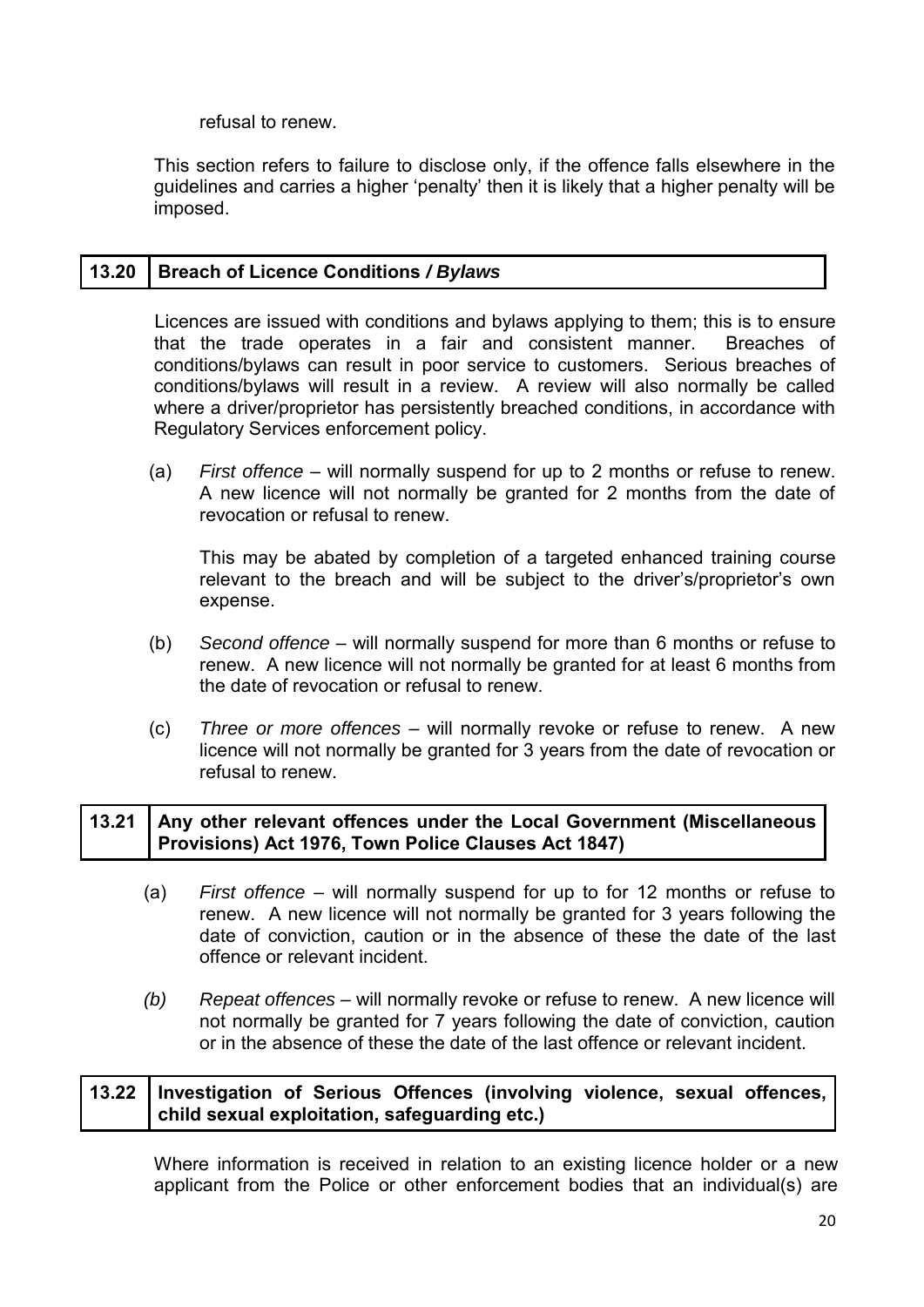refusal to renew.

This section refers to failure to disclose only, if the offence falls elsewhere in the guidelines and carries a higher 'penalty' then it is likely that a higher penalty will be imposed.

### 13.20 Breach of Licence Conditions / *Bylaws*

Licences are issued with conditions and bylaws applying to them; this is to ensure that the trade operates in a fair and consistent manner. Breaches of conditions/bylaws can result in poor service to customers. Serious breaches of conditions/bylaws will result in a review. A review will also normally be called where a driver/proprietor has persistently breached conditions, in accordance with Regulatory Services enforcement policy.

(a) *First offence* – will normally suspend for up to 2 months or refuse to renew. A new licence will not normally be granted for 2 months from the date of revocation or refusal to renew.

This may be abated by completion of a targeted enhanced training course relevant to the breach and will be subject to the driver's/proprietor's own expense.

(b) *Second offence* – will normally suspend for more than 6 months or refuse to renew. A new licence will not normally be granted for at least 6 months from the date of revocation or refusal to renew.

(c) *Three or more offences* – will normally revoke or refuse to renew. A new licence will not normally be granted for 3 years from the date of revocation or refusal to renew.

### 13.21 Any other relevant offences under the Local Government (Miscellaneous Provisions) Act 1976, Town Police Clauses Act 1847)

(a) *First offence* – will normally suspend for up to for 12 months or refuse to renew. A new licence will not normally be granted for 3 years following the date of conviction, caution or in the absence of these the date of the last offence or relevant incident.

*(b) Repeat offences* – will normally revoke or refuse to renew. A new licence will not normally be granted for 7 years following the date of conviction, caution or in the absence of these the date of the last offence or relevant incident.

### 13.22 Investigation of Serious Offences (involving violence, sexual offences, child sexual exploitation, safeguarding etc.)

Where information is received in relation to an existing licence holder or a new applicant from the Police or other enforcement bodies that an individual(s) are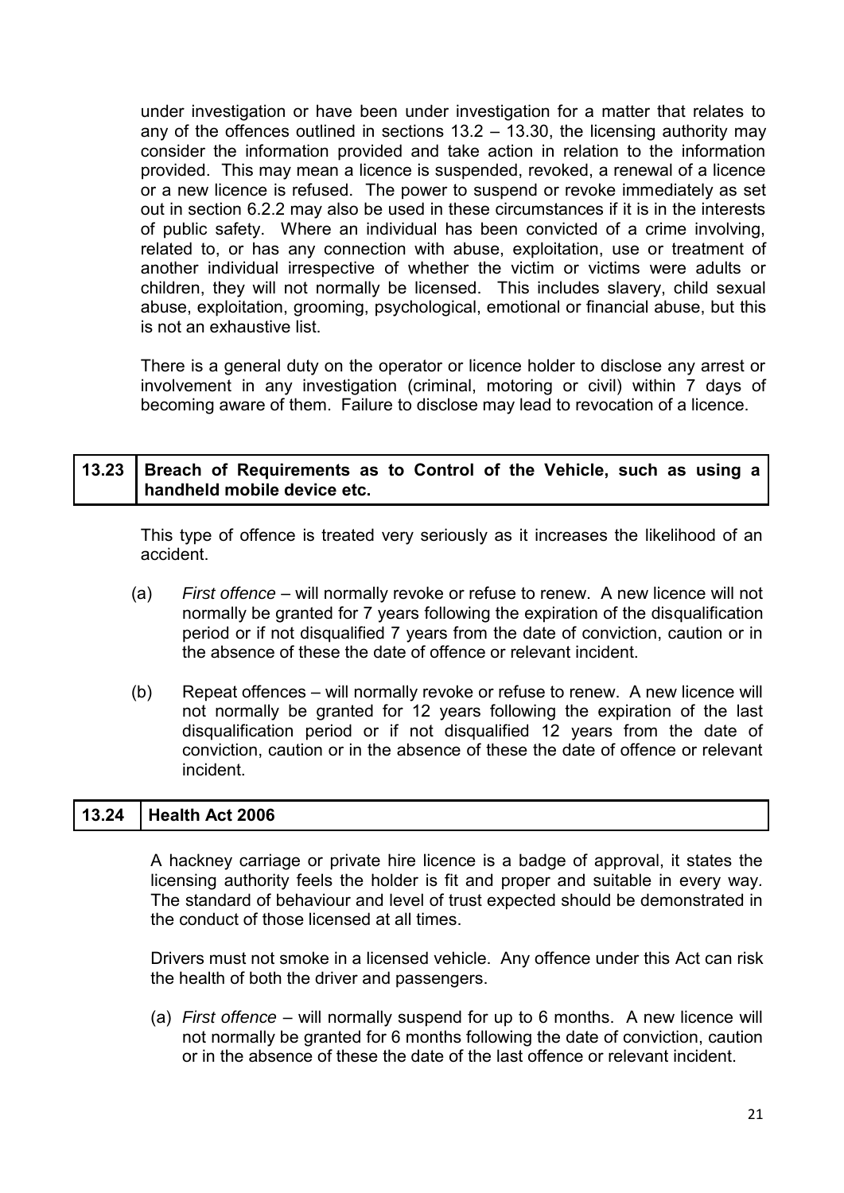under investigation or have been under investigation for a matter that relates to any of the offences outlined in sections 13.2 – 13.30, the licensing authority may consider the information provided and take action in relation to the information provided. This may mean a licence is suspended, revoked, a renewal of a licence or a new licence is refused. The power to suspend or revoke immediately as set out in section 6.2.2 may also be used in these circumstances if it is in the interests of public safety. Where an individual has been convicted of a crime involving, related to, or has any connection with abuse, exploitation, use or treatment of another individual irrespective of whether the victim or victims were adults or children, they will not normally be licensed. This includes slavery, child sexual abuse, exploitation, grooming, psychological, emotional or financial abuse, but this is not an exhaustive list.

There is a general duty on the operator or licence holder to disclose any arrest or involvement in any investigation (criminal, motoring or civil) within 7 days of becoming aware of them. Failure to disclose may lead to revocation of a licence.

## 13.23 Breach of Requirements as to Control of the Vehicle, such as using a handheld mobile device etc.

This type of offence is treated very seriously as it increases the likelihood of an accident.

(a) *First offence* – will normally revoke or refuse to renew. A new licence will not normally be granted for 7 years following the expiration of the disqualification period or if not disqualified 7 years from the date of conviction, caution or in the absence of these the date of offence or relevant incident.

(b) Repeat offences – will normally revoke or refuse to renew. A new licence will not normally be granted for 12 years following the expiration of the last disqualification period or if not disqualified 12 years from the date of conviction, caution or in the absence of these the date of offence or relevant incident.

## 13.24 Health Act 2006

A hackney carriage or private hire licence is a badge of approval, it states the licensing authority feels the holder is fit and proper and suitable in every way. The standard of behaviour and level of trust expected should be demonstrated in the conduct of those licensed at all times.

Drivers must not smoke in a licensed vehicle. Any offence under this Act can risk the health of both the driver and passengers.

(a) *First offence* – will normally suspend for up to 6 months. A new licence will not normally be granted for 6 months following the date of conviction, caution or in the absence of these the date of the last offence or relevant incident.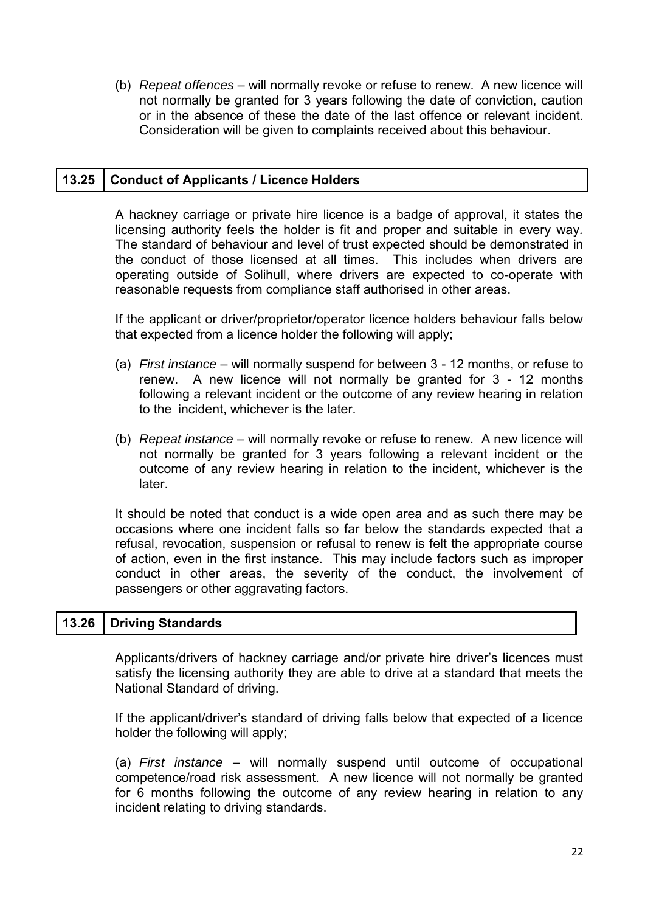(b) *Repeat offences* – will normally revoke or refuse to renew. A new licence will not normally be granted for 3 years following the date of conviction, caution or in the absence of these the date of the last offence or relevant incident. Consideration will be given to complaints received about this behaviour.

## 13.25 Conduct of Applicants / Licence Holders

A hackney carriage or private hire licence is a badge of approval, it states the licensing authority feels the holder is fit and proper and suitable in every way. The standard of behaviour and level of trust expected should be demonstrated in the conduct of those licensed at all times. This includes when drivers are operating outside of Solihull, where drivers are expected to co-operate with reasonable requests from compliance staff authorised in other areas.

If the applicant or driver/proprietor/operator licence holders behaviour falls below that expected from a licence holder the following will apply;

(a) *First instance* – will normally suspend for between 3 - 12 months, or refuse to renew. A new licence will not normally be granted for 3 - 12 months following a relevant incident or the outcome of any review hearing in relation to the incident, whichever is the later.

(b) *Repeat instance* – will normally revoke or refuse to renew. A new licence will not normally be granted for 3 years following a relevant incident or the outcome of any review hearing in relation to the incident, whichever is the later.

It should be noted that conduct is a wide open area and as such there may be occasions where one incident falls so far below the standards expected that a refusal, revocation, suspension or refusal to renew is felt the appropriate course of action, even in the first instance. This may include factors such as improper conduct in other areas, the severity of the conduct, the involvement of passengers or other aggravating factors.

## 13.26 Driving Standards

Applicants/drivers of hackney carriage and/or private hire driver's licences must satisfy the licensing authority they are able to drive at a standard that meets the National Standard of driving.

If the applicant/driver's standard of driving falls below that expected of a licence holder the following will apply;

(a) *First instance* – will normally suspend until outcome of occupational competence/road risk assessment. A new licence will not normally be granted for 6 months following the outcome of any review hearing in relation to any incident relating to driving standards.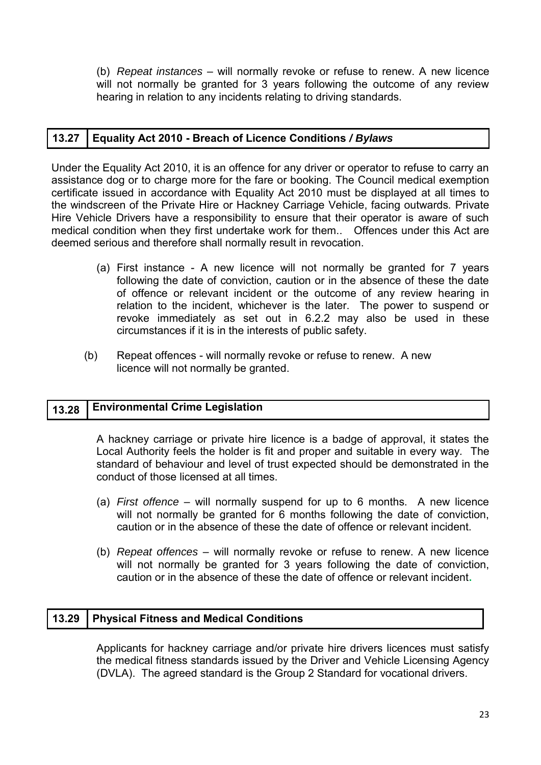(b) *Repeat instances* – will normally revoke or refuse to renew. A new licence will not normally be granted for 3 years following the outcome of any review hearing in relation to any incidents relating to driving standards.

## 13.27 Equality Act 2010 - Breach of Licence Conditions / *Bylaws*

Under the Equality Act 2010, it is an offence for any driver or operator to refuse to carry an assistance dog or to charge more for the fare or booking. The Council medical exemption certificate issued in accordance with Equality Act 2010 must be displayed at all times to the windscreen of the Private Hire or Hackney Carriage Vehicle, facing outwards. Private Hire Vehicle Drivers have a responsibility to ensure that their operator is aware of such medical condition when they first undertake work for them.. Offences under this Act are deemed serious and therefore shall normally result in revocation.

(a) First instance - A new licence will not normally be granted for 7 years following the date of conviction, caution or in the absence of these the date of offence or relevant incident or the outcome of any review hearing in relation to the incident, whichever is the later. The power to suspend or revoke immediately as set out in 6.2.2 may also be used in these circumstances if it is in the interests of public safety.

(b) Repeat offences - will normally revoke or refuse to renew. A new licence will not normally be granted.

## 13.28 Environmental Crime Legislation

A hackney carriage or private hire licence is a badge of approval, it states the Local Authority feels the holder is fit and proper and suitable in every way. The standard of behaviour and level of trust expected should be demonstrated in the conduct of those licensed at all times.

(a) *First offence* – will normally suspend for up to 6 months. A new licence will not normally be granted for 6 months following the date of conviction, caution or in the absence of these the date of offence or relevant incident.

(b) *Repeat offences* – will normally revoke or refuse to renew. A new licence will not normally be granted for 3 years following the date of conviction, caution or in the absence of these the date of offence or relevant incident.

## 13.29 Physical Fitness and Medical Conditions

Applicants for hackney carriage and/or private hire drivers licences must satisfy the medical fitness standards issued by the Driver and Vehicle Licensing Agency (DVLA). The agreed standard is the Group 2 Standard for vocational drivers.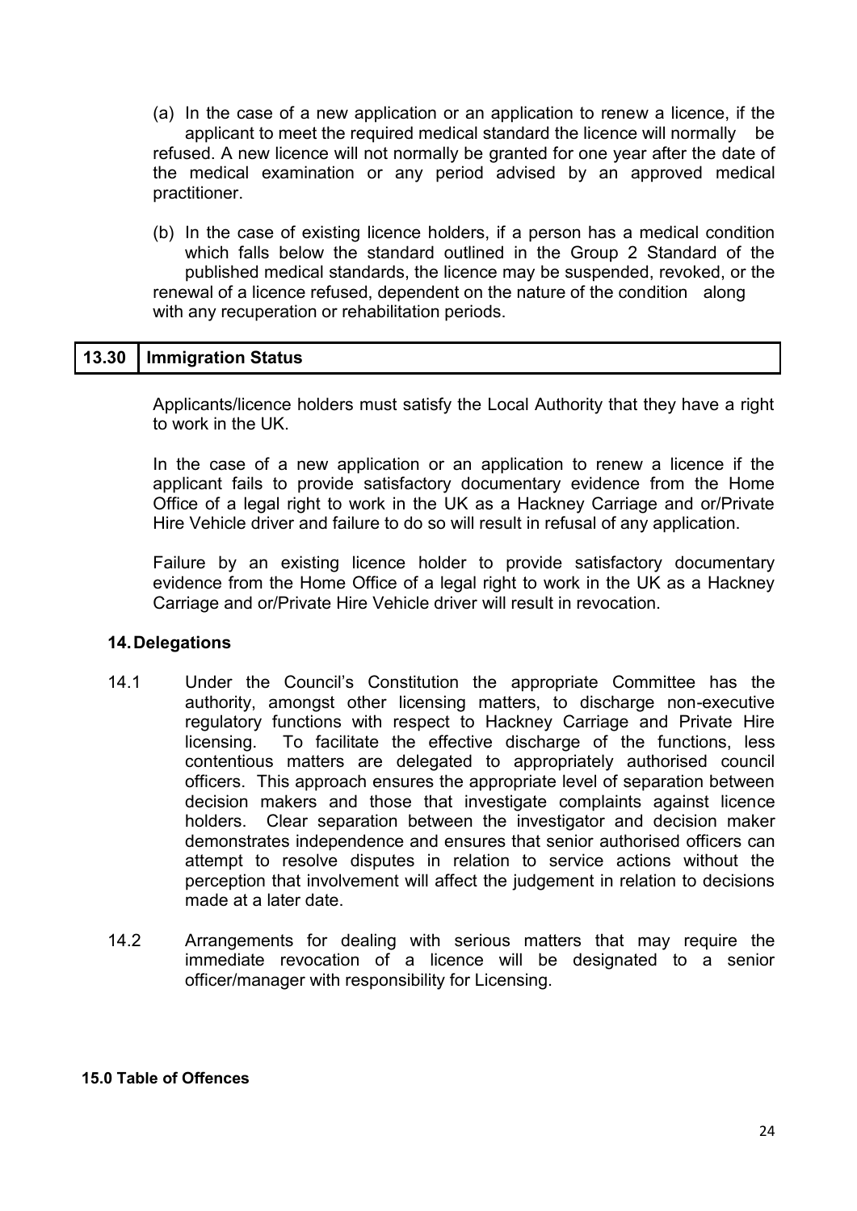(a) In the case of a new application or an application to renew a licence, if the applicant to meet the required medical standard the licence will normally be refused. A new licence will not normally be granted for one year after the date of the medical examination or any period advised by an approved medical practitioner.

(b) In the case of existing licence holders, if a person has a medical condition which falls below the standard outlined in the Group 2 Standard of the published medical standards, the licence may be suspended, revoked, or the renewal of a licence refused, dependent on the nature of the condition along with any recuperation or rehabilitation periods.

| 13.30 | Immigration Status |
|---|---|

Applicants/licence holders must satisfy the Local Authority that they have a right to work in the UK.

In the case of a new application or an application to renew a licence if the applicant fails to provide satisfactory documentary evidence from the Home Office of a legal right to work in the UK as a Hackney Carriage and or/Private Hire Vehicle driver and failure to do so will result in refusal of any application.

Failure by an existing licence holder to provide satisfactory documentary evidence from the Home Office of a legal right to work in the UK as a Hackney Carriage and or/Private Hire Vehicle driver will result in revocation.

## 14. Delegations

14.1 Under the Council's Constitution the appropriate Committee has the authority, amongst other licensing matters, to discharge non-executive regulatory functions with respect to Hackney Carriage and Private Hire licensing. To facilitate the effective discharge of the functions, less contentious matters are delegated to appropriately authorised council officers. This approach ensures the appropriate level of separation between decision makers and those that investigate complaints against licence holders. Clear separation between the investigator and decision maker demonstrates independence and ensures that senior authorised officers can attempt to resolve disputes in relation to service actions without the perception that involvement will affect the judgement in relation to decisions made at a later date.

14.2 Arrangements for dealing with serious matters that may require the immediate revocation of a licence will be designated to a senior officer/manager with responsibility for Licensing.

## 15.0 Table of Offences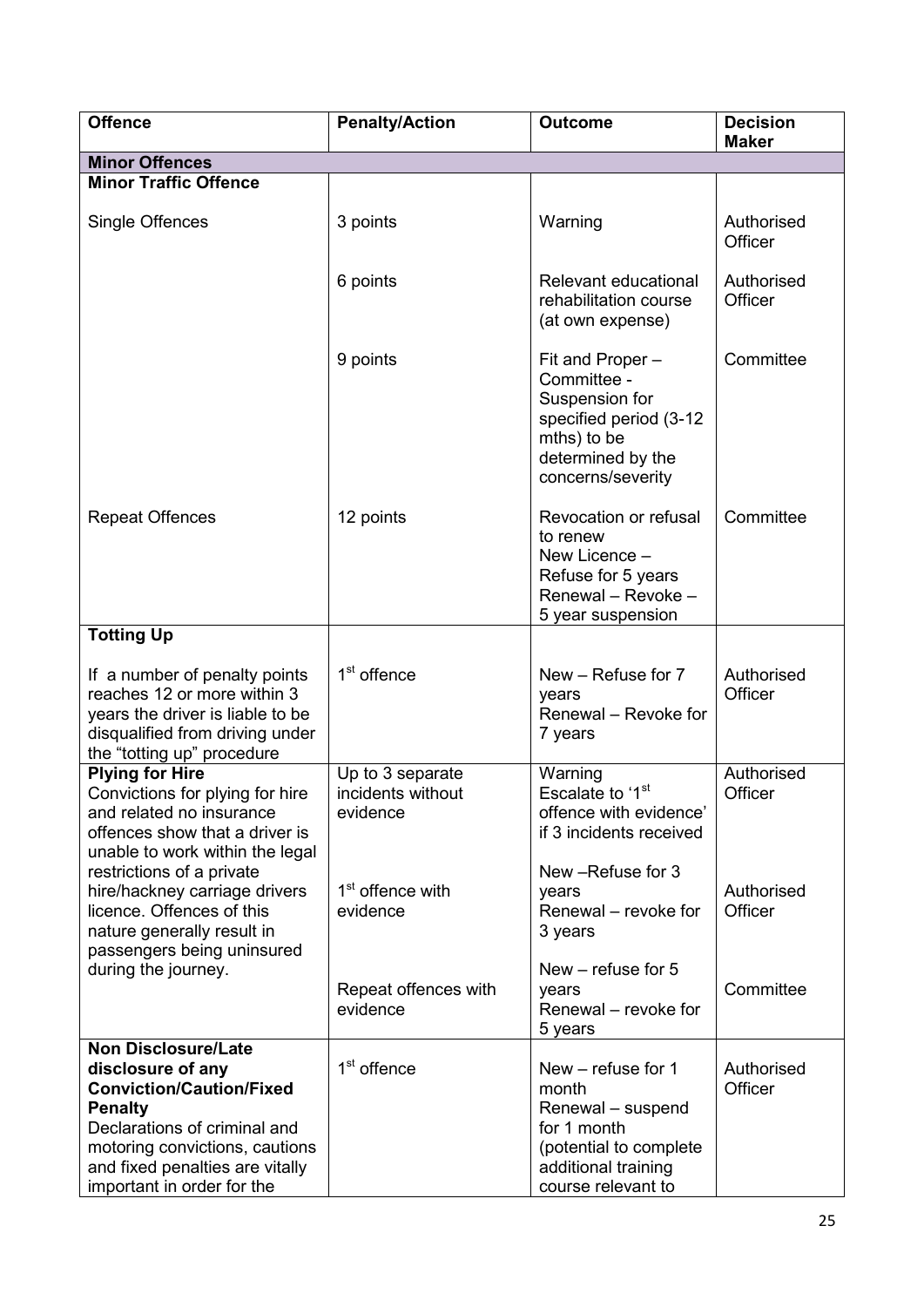| **Offence** | **Penalty/Action** | **Outcome** | **Decision Maker** |
|---|---|---|---|
| **Minor Offences** | | | |
| **Minor Traffic Offence** | | | |
| Single Offences | 3 points | Warning | Authorised Officer |
| | 6 points | Relevant educational rehabilitation course (at own expense) | Authorised Officer |
| | 9 points | Fit and Proper – Committee - Suspension for specified period (3-12 mths) to be determined by the concerns/severity | Committee |
| Repeat Offences | 12 points | Revocation or refusal to renew<br>New Licence – Refuse for 5 years<br>Renewal – Revoke – 5 year suspension | Committee |
| **Totting Up**<br><br>If a number of penalty points reaches 12 or more within 3 years the driver is liable to be disqualified from driving under the "totting up" procedure | 1st offence | New – Refuse for 7 years<br>Renewal – Revoke for 7 years | Authorised Officer |
| **Plying for Hire**<br>Convictions for plying for hire and related no insurance offences show that a driver is unable to work within the legal restrictions of a private hire/hackney carriage drivers licence. Offences of this nature generally result in passengers being uninsured during the journey. | Up to 3 separate incidents without evidence | Warning<br>Escalate to '1st offence with evidence' if 3 incidents received | Authorised Officer |
| | 1st offence with evidence | New –Refuse for 3 years<br>Renewal – revoke for 3 years | Authorised Officer |
| | Repeat offences with evidence | New – refuse for 5 years<br>Renewal – revoke for 5 years | Committee |
| **Non Disclosure/Late disclosure of any Conviction/Caution/Fixed Penalty**<br>Declarations of criminal and motoring convictions, cautions and fixed penalties are vitally important in order for the | 1st offence | New – refuse for 1 month<br>Renewal – suspend for 1 month (potential to complete additional training course relevant to | Authorised Officer |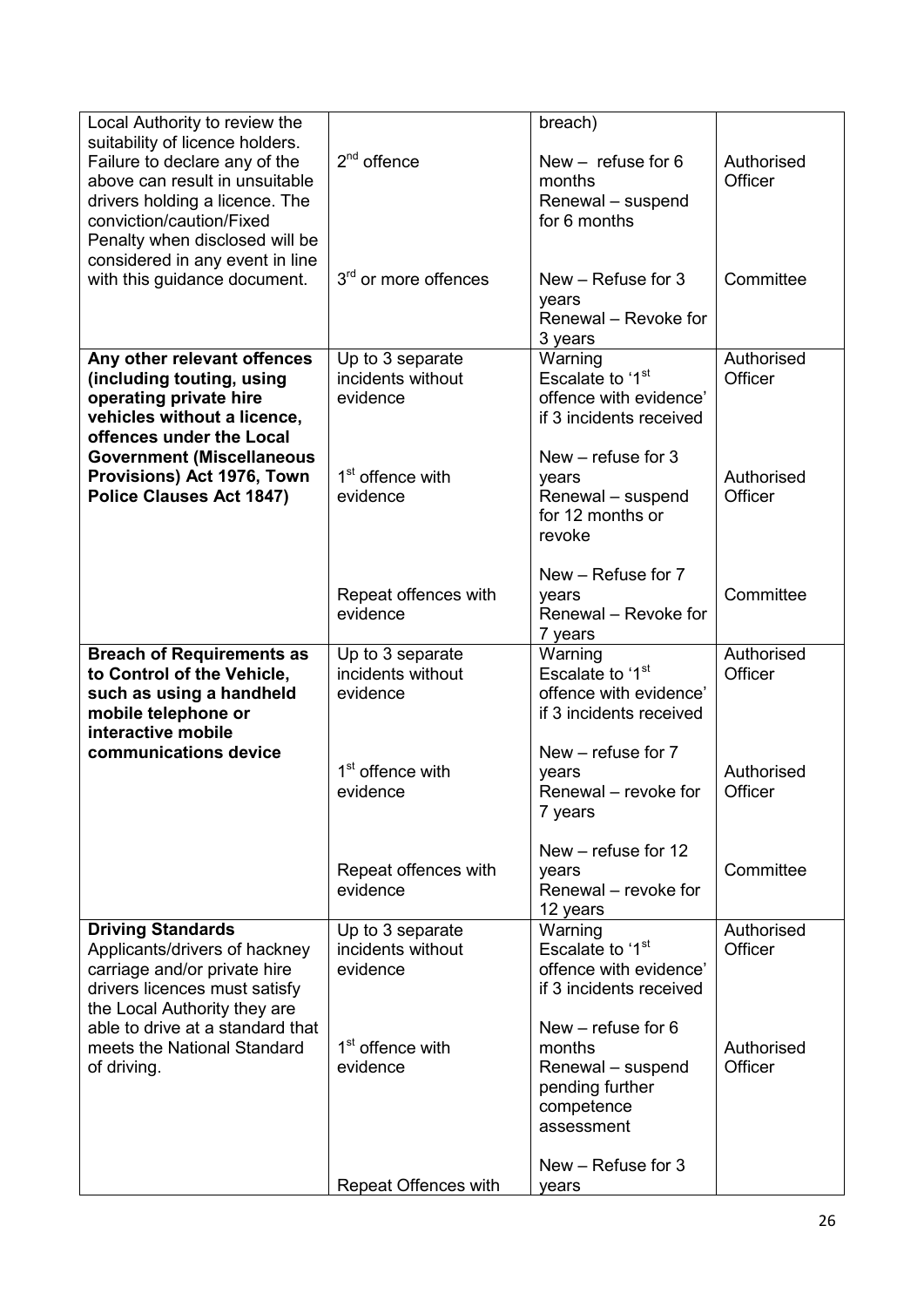| | | | |
|---|---|---|---|
| Local Authority to review the suitability of licence holders. Failure to declare any of the above can result in unsuitable drivers holding a licence. The conviction/caution/Fixed Penalty when disclosed will be considered in any event in line with this guidance document. | | breach) | |
| | 2nd offence | New – refuse for 6 months<br>Renewal – suspend for 6 months | Authorised Officer |
| | 3rd or more offences | New – Refuse for 3 years<br>Renewal – Revoke for 3 years | Committee |
| **Any other relevant offences (including touting, using operating private hire vehicles without a licence, offences under the Local Government (Miscellaneous Provisions) Act 1976, Town Police Clauses Act 1847)** | Up to 3 separate incidents without evidence | Warning<br>Escalate to '1st offence with evidence' if 3 incidents received | Authorised Officer |
| | 1st offence with evidence | New – refuse for 3 years<br>Renewal – suspend for 12 months or revoke | Authorised Officer |
| | Repeat offences with evidence | New – Refuse for 7 years<br>Renewal – Revoke for 7 years | Committee |
| **Breach of Requirements as to Control of the Vehicle, such as using a handheld mobile telephone or interactive mobile communications device** | Up to 3 separate incidents without evidence | Warning<br>Escalate to '1st offence with evidence' if 3 incidents received | Authorised Officer |
| | 1st offence with evidence | New – refuse for 7 years<br>Renewal – revoke for 7 years | Authorised Officer |
| | Repeat offences with evidence | New – refuse for 12 years<br>Renewal – revoke for 12 years | Committee |
| **Driving Standards**<br>Applicants/drivers of hackney carriage and/or private hire drivers licences must satisfy the Local Authority they are able to drive at a standard that meets the National Standard of driving. | Up to 3 separate incidents without evidence | Warning<br>Escalate to '1st offence with evidence' if 3 incidents received | Authorised Officer |
| | 1st offence with evidence | New – refuse for 6 months<br>Renewal – suspend pending further competence assessment | Authorised Officer |
| | Repeat Offences with | New – Refuse for 3 years | |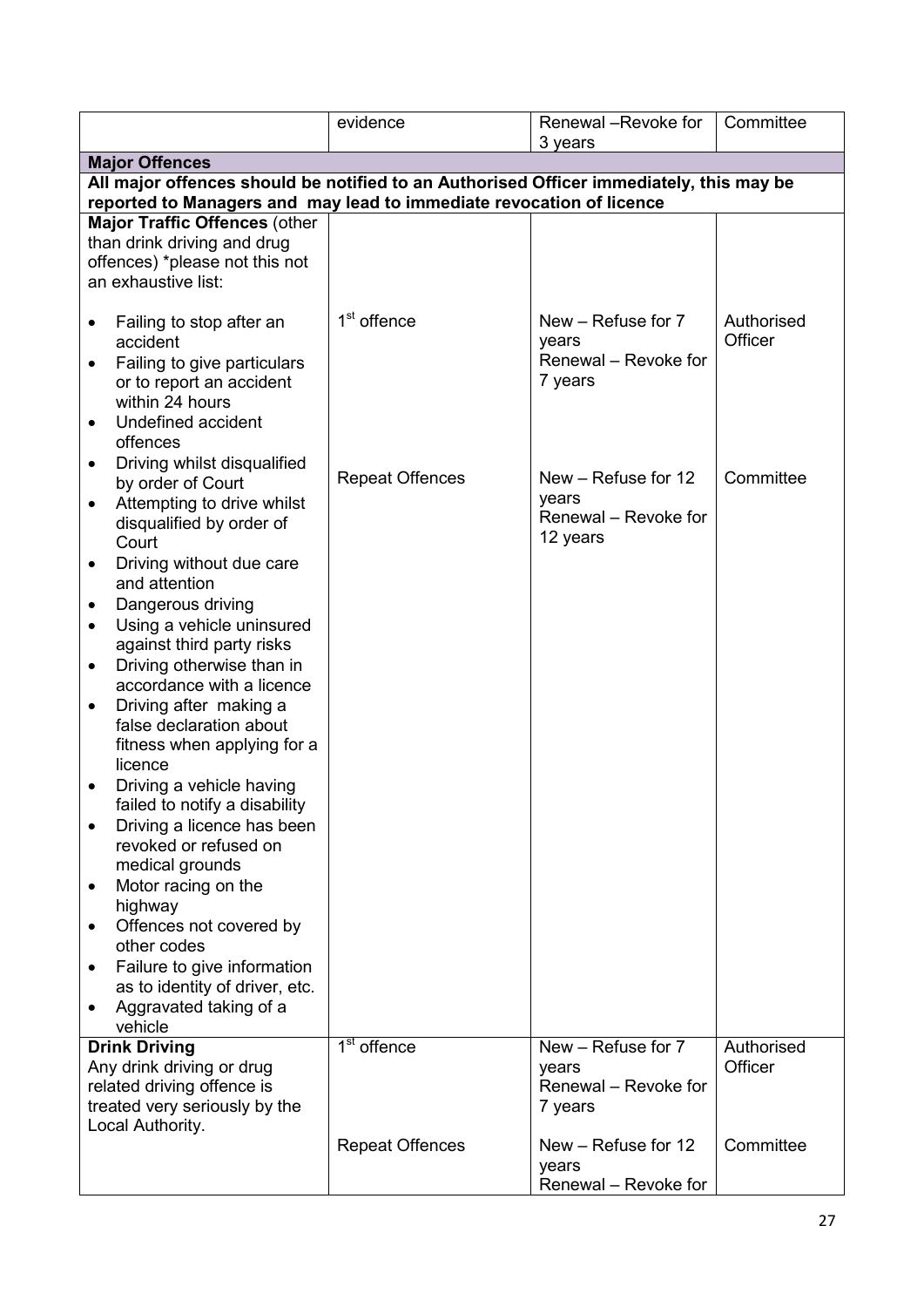| | evidence | Renewal –Revoke for 3 years | Committee |
|---|---|---|---|
| **Major Offences** | | | |
| **All major offences should be notified to an Authorised Officer immediately, this may be reported to Managers and may lead to immediate revocation of licence** | | | |
| **Major Traffic Offences** (other than drink driving and drug offences) *please not this not an exhaustive list:<br><br>• Failing to stop after an accident<br>• Failing to give particulars or to report an accident within 24 hours<br>• Undefined accident offences<br>• Driving whilst disqualified by order of Court<br>• Attempting to drive whilst disqualified by order of Court<br>• Driving without due care and attention<br>• Dangerous driving<br>• Using a vehicle uninsured against third party risks<br>• Driving otherwise than in accordance with a licence<br>• Driving after making a false declaration about fitness when applying for a licence<br>• Driving a vehicle having failed to notify a disability<br>• Driving a licence has been revoked or refused on medical grounds<br>• Motor racing on the highway<br>• Offences not covered by other codes<br>• Failure to give information as to identity of driver, etc.<br>• Aggravated taking of a vehicle | 1st offence<br><br>Repeat Offences | New – Refuse for 7 years<br>Renewal – Revoke for 7 years<br><br>New – Refuse for 12 years<br>Renewal – Revoke for 12 years | Authorised Officer<br><br>Committee |
| **Drink Driving**<br>Any drink driving or drug related driving offence is treated very seriously by the Local Authority. | 1st offence | New – Refuse for 7 years<br>Renewal – Revoke for 7 years | Authorised Officer |
| | Repeat Offences | New – Refuse for 12 years<br>Renewal – Revoke for | Committee |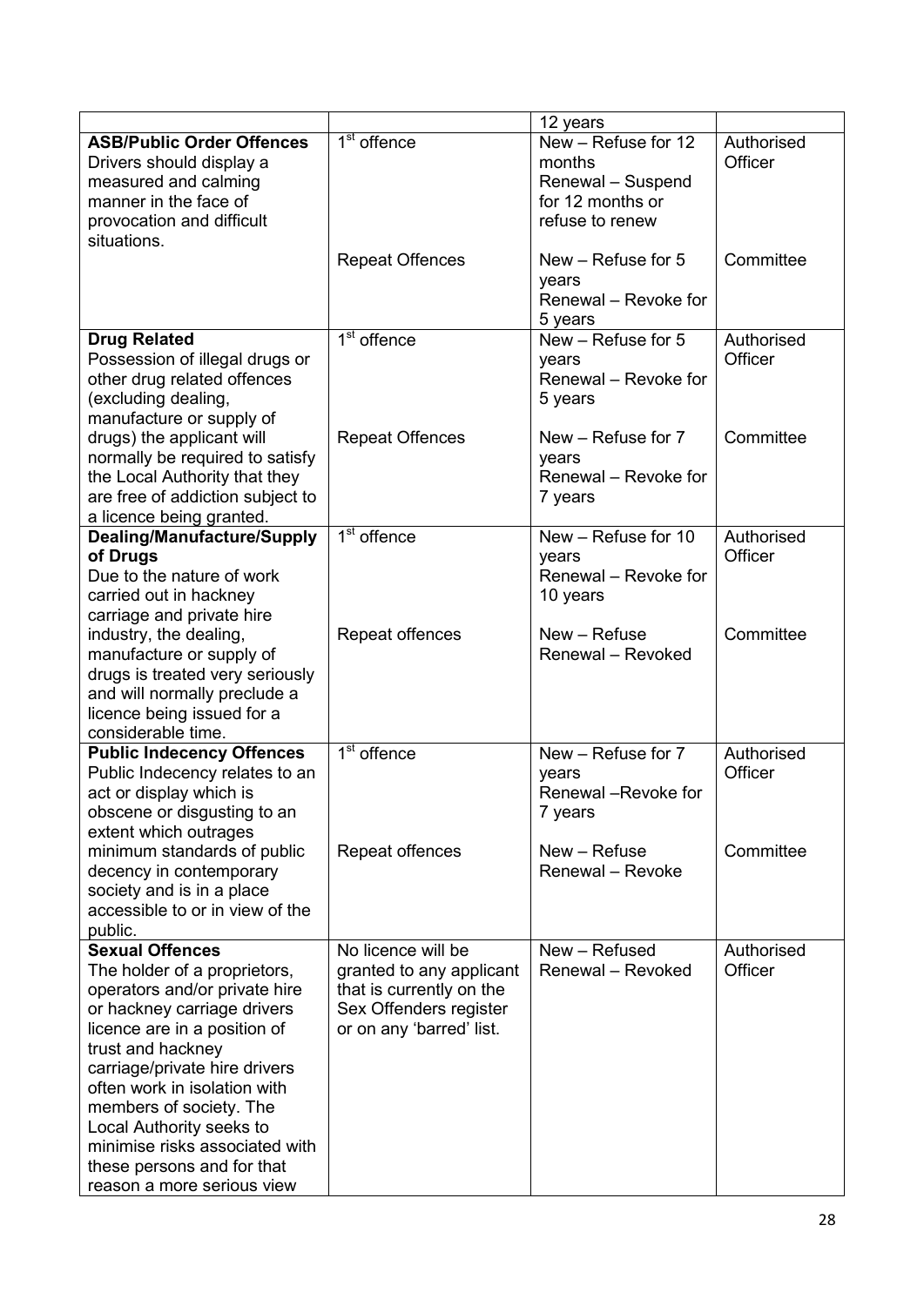| | | | |
|---|---|---|---|
| | | 12 years | |
| **ASB/Public Order Offences** Drivers should display a measured and calming manner in the face of provocation and difficult situations. | 1st offence | New – Refuse for 12 months<br>Renewal – Suspend for 12 months or refuse to renew | Authorised Officer |
| | Repeat Offences | New – Refuse for 5 years<br>Renewal – Revoke for 5 years | Committee |
| **Drug Related** Possession of illegal drugs or other drug related offences (excluding dealing, manufacture or supply of drugs) the applicant will normally be required to satisfy the Local Authority that they are free of addiction subject to a licence being granted. | 1st offence | New – Refuse for 5 years<br>Renewal – Revoke for 5 years | Authorised Officer |
| | Repeat Offences | New – Refuse for 7 years<br>Renewal – Revoke for 7 years | Committee |
| **Dealing/Manufacture/Supply of Drugs** Due to the nature of work carried out in hackney carriage and private hire industry, the dealing, manufacture or supply of drugs is treated very seriously and will normally preclude a licence being issued for a considerable time. | 1st offence | New – Refuse for 10 years<br>Renewal – Revoke for 10 years | Authorised Officer |
| | Repeat offences | New – Refuse<br>Renewal – Revoked | Committee |
| **Public Indecency Offences** Public Indecency relates to an act or display which is obscene or disgusting to an extent which outrages minimum standards of public decency in contemporary society and is in a place accessible to or in view of the public. | 1st offence | New – Refuse for 7 years<br>Renewal –Revoke for 7 years | Authorised Officer |
| | Repeat offences | New – Refuse<br>Renewal – Revoke | Committee |
| **Sexual Offences** The holder of a proprietors, operators and/or private hire or hackney carriage drivers licence are in a position of trust and hackney carriage/private hire drivers often work in isolation with members of society. The Local Authority seeks to minimise risks associated with these persons and for that reason a more serious view | No licence will be granted to any applicant that is currently on the Sex Offenders register or on any 'barred' list. | New – Refused<br>Renewal – Revoked | Authorised Officer |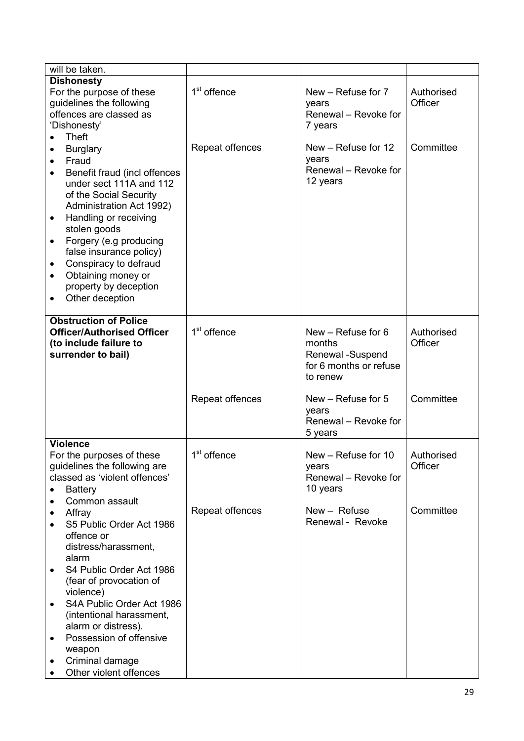| will be taken. | | | |
|---|---|---|---|
| **Dishonesty**<br>For the purpose of these guidelines the following offences are classed as 'Dishonesty'<br>• Theft<br>• Burglary<br>• Fraud<br>• Benefit fraud (incl offences under sect 111A and 112 of the Social Security Administration Act 1992)<br>• Handling or receiving stolen goods<br>• Forgery (e.g producing false insurance policy)<br>• Conspiracy to defraud<br>• Obtaining money or property by deception<br>• Other deception | 1st offence<br><br>Repeat offences | New – Refuse for 7 years<br>Renewal – Revoke for 7 years<br><br>New – Refuse for 12 years<br>Renewal – Revoke for 12 years | Authorised Officer<br><br>Committee |
| **Obstruction of Police Officer/Authorised Officer (to include failure to surrender to bail)** | 1st offence | New – Refuse for 6 months<br>Renewal -Suspend for 6 months or refuse to renew | Authorised Officer |
| | Repeat offences | New – Refuse for 5 years<br>Renewal – Revoke for 5 years | Committee |
| **Violence**<br>For the purposes of these guidelines the following are classed as 'violent offences'<br>• Battery<br>• Common assault<br>• Affray<br>• S5 Public Order Act 1986 offence or distress/harassment, alarm<br>• S4 Public Order Act 1986 (fear of provocation of violence)<br>• S4A Public Order Act 1986 (intentional harassment, alarm or distress).<br>• Possession of offensive weapon<br>• Criminal damage<br>• Other violent offences | 1st offence<br><br>Repeat offences | New – Refuse for 10 years<br>Renewal – Revoke for 10 years<br><br>New – Refuse<br>Renewal - Revoke | Authorised Officer<br><br>Committee |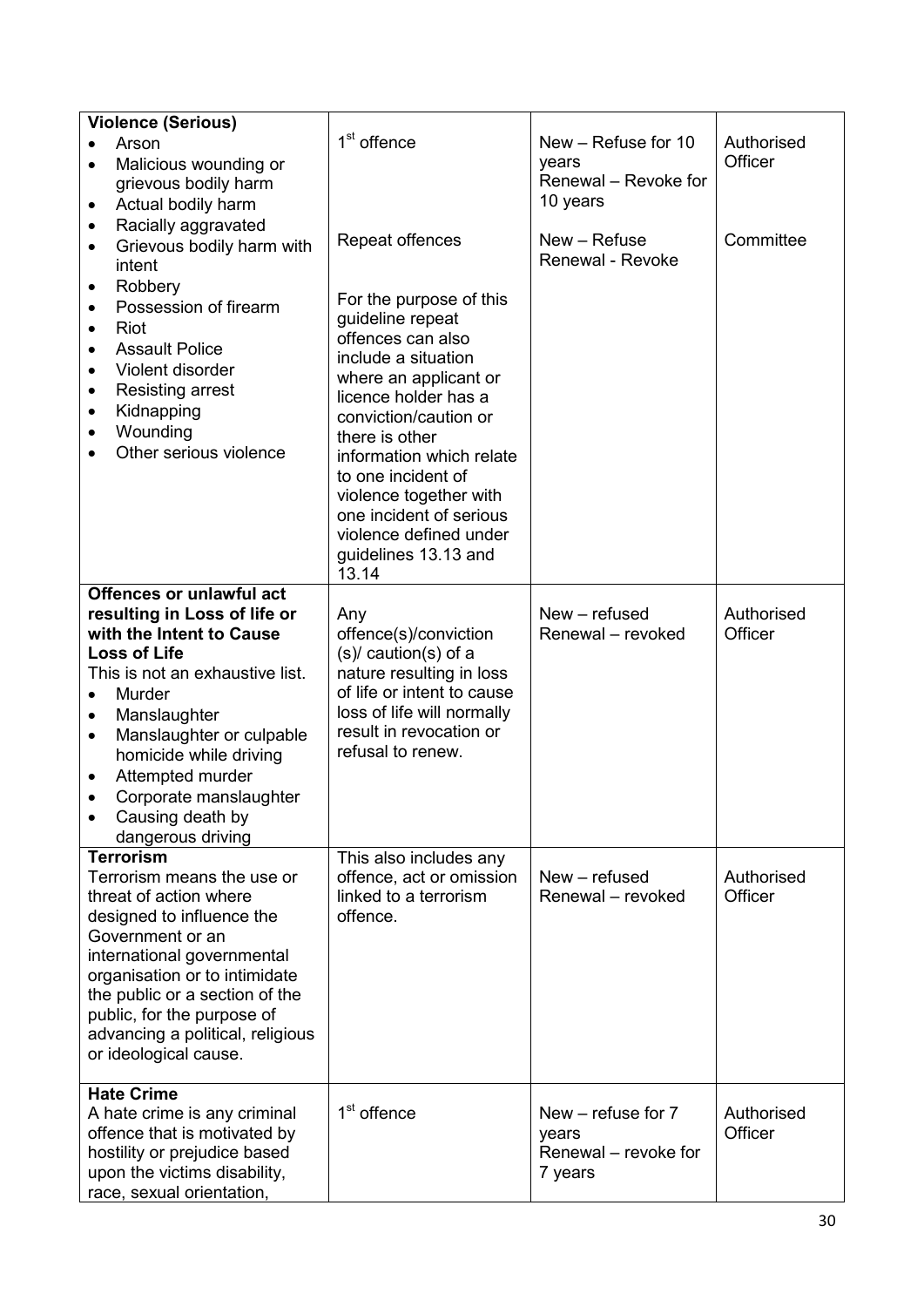| | | | |
|---|---|---|---|
| **Violence (Serious)**<br>• Arson<br>• Malicious wounding or grievous bodily harm<br>• Actual bodily harm<br>• Racially aggravated<br>• Grievous bodily harm with intent<br>• Robbery<br>• Possession of firearm<br>• Riot<br>• Assault Police<br>• Violent disorder<br>• Resisting arrest<br>• Kidnapping<br>• Wounding<br>• Other serious violence | 1st offence<br><br>Repeat offences<br><br>For the purpose of this guideline repeat offences can also include a situation where an applicant or licence holder has a conviction/caution or there is other information which relate to one incident of violence together with one incident of serious violence defined under guidelines 13.13 and 13.14 | New – Refuse for 10 years<br>Renewal – Revoke for 10 years<br><br>New – Refuse<br>Renewal - Revoke | Authorised Officer<br><br>Committee |
| **Offences or unlawful act resulting in Loss of life or with the Intent to Cause Loss of Life**<br>This is not an exhaustive list.<br>• Murder<br>• Manslaughter<br>• Manslaughter or culpable homicide while driving<br>• Attempted murder<br>• Corporate manslaughter<br>• Causing death by dangerous driving | Any offence(s)/conviction(s)/ caution(s) of a nature resulting in loss of life or intent to cause loss of life will normally result in revocation or refusal to renew. | New – refused<br>Renewal – revoked | Authorised Officer |
| **Terrorism**<br>Terrorism means the use or threat of action where designed to influence the Government or an international governmental organisation or to intimidate the public or a section of the public, for the purpose of advancing a political, religious or ideological cause. | This also includes any offence, act or omission linked to a terrorism offence. | New – refused<br>Renewal – revoked | Authorised Officer |
| **Hate Crime**<br>A hate crime is any criminal offence that is motivated by hostility or prejudice based upon the victims disability, race, sexual orientation, | 1st offence | New – refuse for 7 years<br>Renewal – revoke for 7 years | Authorised Officer |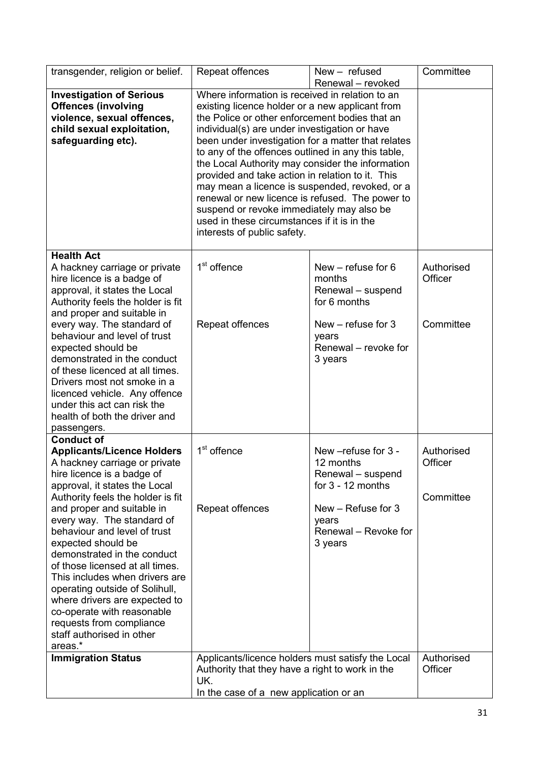| transgender, religion or belief. | Repeat offences | New – refused<br>Renewal – revoked | Committee |
|---|---|---|---|
| **Investigation of Serious Offences (involving violence, sexual offences, child sexual exploitation, safeguarding etc).** | Where information is received in relation to an existing licence holder or a new applicant from the Police or other enforcement bodies that an individual(s) are under investigation or have been under investigation for a matter that relates to any of the offences outlined in any this table, the Local Authority may consider the information provided and take action in relation to it. This may mean a licence is suspended, revoked, or a renewal or new licence is refused. The power to suspend or revoke immediately may also be used in these circumstances if it is in the interests of public safety. | | |
| **Health Act**<br>A hackney carriage or private hire licence is a badge of approval, it states the Local Authority feels the holder is fit and proper and suitable in every way. The standard of behaviour and level of trust expected should be demonstrated in the conduct of these licenced at all times. Drivers most not smoke in a licenced vehicle. Any offence under this act can risk the health of both the driver and passengers. | 1st offence<br><br>Repeat offences | New – refuse for 6 months<br>Renewal – suspend for 6 months<br><br>New – refuse for 3 years<br>Renewal – revoke for 3 years | Authorised Officer<br><br>Committee |
| **Conduct of Applicants/Licence Holders**<br>A hackney carriage or private hire licence is a badge of approval, it states the Local Authority feels the holder is fit and proper and suitable in every way. The standard of behaviour and level of trust expected should be demonstrated in the conduct of those licensed at all times. This includes when drivers are operating outside of Solihull, where drivers are expected to co-operate with reasonable requests from compliance staff authorised in other areas.* | 1st offence<br><br>Repeat offences | New –refuse for 3 - 12 months<br>Renewal – suspend for 3 - 12 months<br><br>New – Refuse for 3 years<br>Renewal – Revoke for 3 years | Authorised Officer<br><br>Committee |
| **Immigration Status** | Applicants/licence holders must satisfy the Local Authority that they have a right to work in the UK.<br>In the case of a new application or an | | Authorised Officer |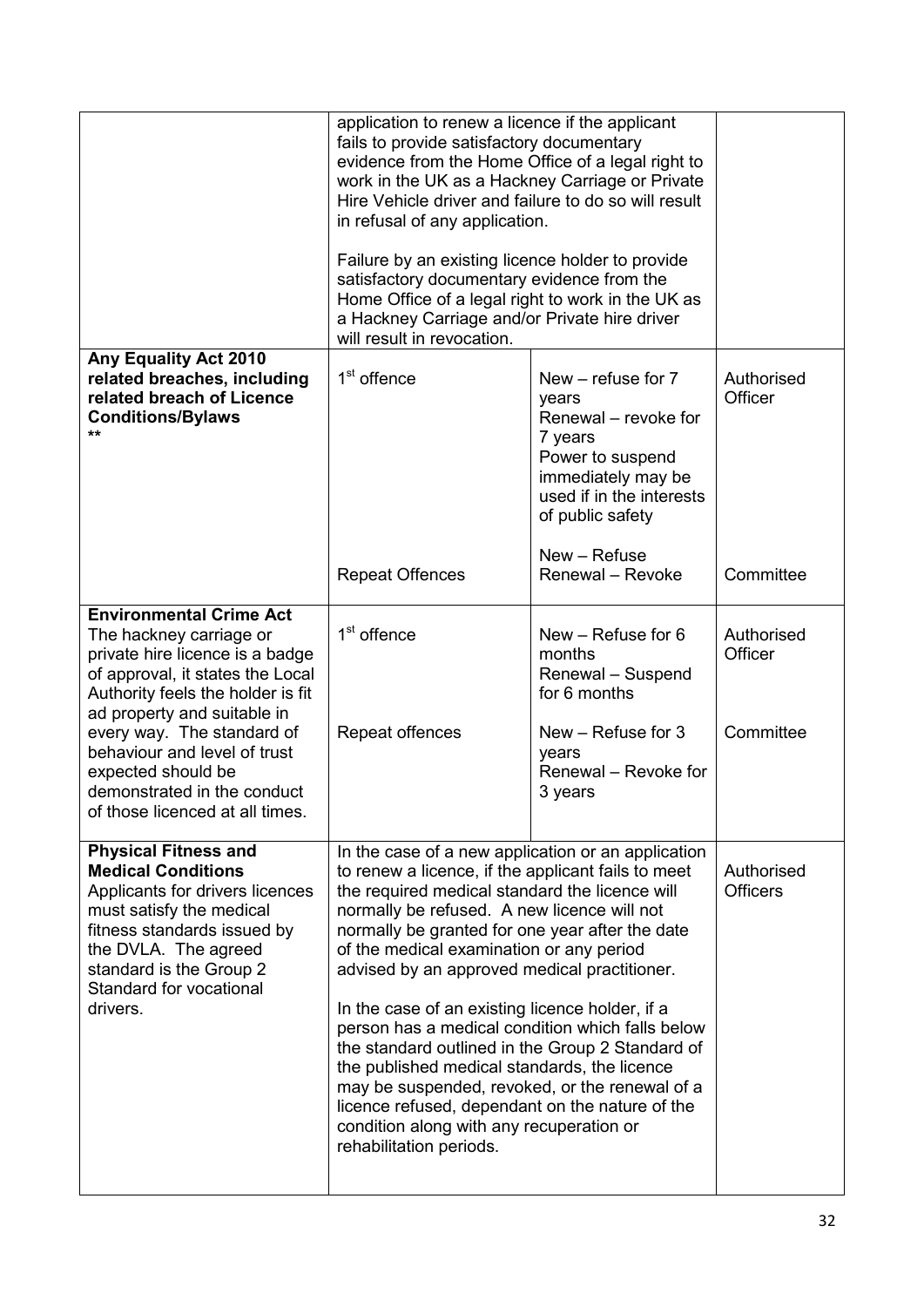| | | | |
|---|---|---|---|
| | application to renew a licence if the applicant fails to provide satisfactory documentary evidence from the Home Office of a legal right to work in the UK as a Hackney Carriage or Private Hire Vehicle driver and failure to do so will result in refusal of any application.<br><br>Failure by an existing licence holder to provide satisfactory documentary evidence from the Home Office of a legal right to work in the UK as a Hackney Carriage and/or Private hire driver will result in revocation. | | |
| **Any Equality Act 2010 related breaches, including related breach of Licence Conditions/Bylaws** ** | 1st offence | New – refuse for 7 years<br>Renewal – revoke for 7 years<br>Power to suspend immediately may be used if in the interests of public safety | Authorised Officer |
| | Repeat Offences | New – Refuse<br>Renewal – Revoke | Committee |
| **Environmental Crime Act**<br>The hackney carriage or private hire licence is a badge of approval, it states the Local Authority feels the holder is fit ad property and suitable in every way. The standard of behaviour and level of trust expected should be demonstrated in the conduct of those licenced at all times. | 1st offence | New – Refuse for 6 months<br>Renewal – Suspend for 6 months | Authorised Officer |
| | Repeat offences | New – Refuse for 3 years<br>Renewal – Revoke for 3 years | Committee |
| **Physical Fitness and Medical Conditions**<br>Applicants for drivers licences must satisfy the medical fitness standards issued by the DVLA. The agreed standard is the Group 2 Standard for vocational drivers. | In the case of a new application or an application to renew a licence, if the applicant fails to meet the required medical standard the licence will normally be refused. A new licence will not normally be granted for one year after the date of the medical examination or any period advised by an approved medical practitioner.<br><br>In the case of an existing licence holder, if a person has a medical condition which falls below the standard outlined in the Group 2 Standard of the published medical standards, the licence may be suspended, revoked, or the renewal of a licence refused, dependant on the nature of the condition along with any recuperation or rehabilitation periods. | | Authorised Officers |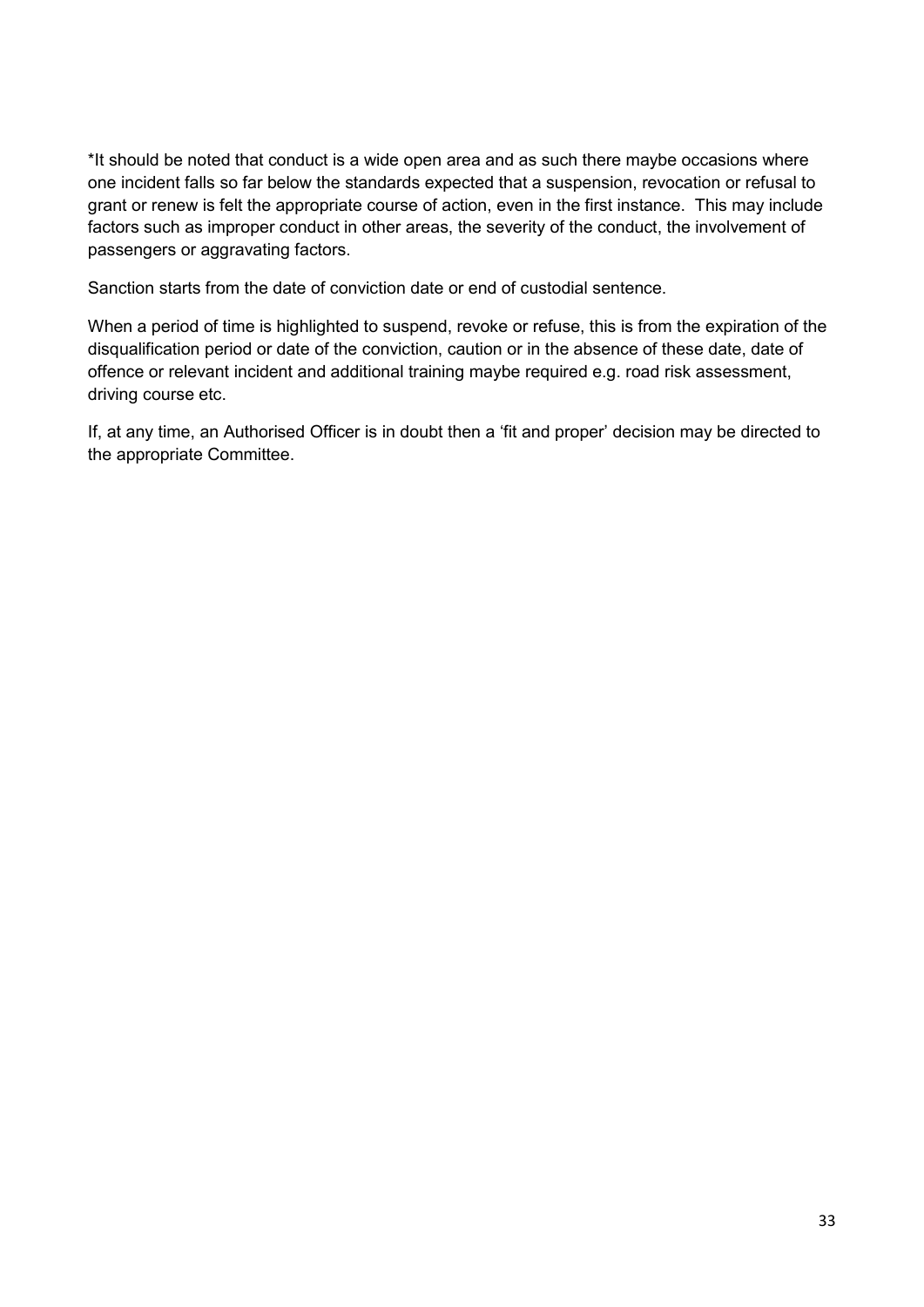*It should be noted that conduct is a wide open area and as such there maybe occasions where one incident falls so far below the standards expected that a suspension, revocation or refusal to grant or renew is felt the appropriate course of action, even in the first instance. This may include factors such as improper conduct in other areas, the severity of the conduct, the involvement of passengers or aggravating factors.

Sanction starts from the date of conviction date or end of custodial sentence.

When a period of time is highlighted to suspend, revoke or refuse, this is from the expiration of the disqualification period or date of the conviction, caution or in the absence of these date, date of offence or relevant incident and additional training maybe required e.g. road risk assessment, driving course etc.

If, at any time, an Authorised Officer is in doubt then a 'fit and proper' decision may be directed to the appropriate Committee.